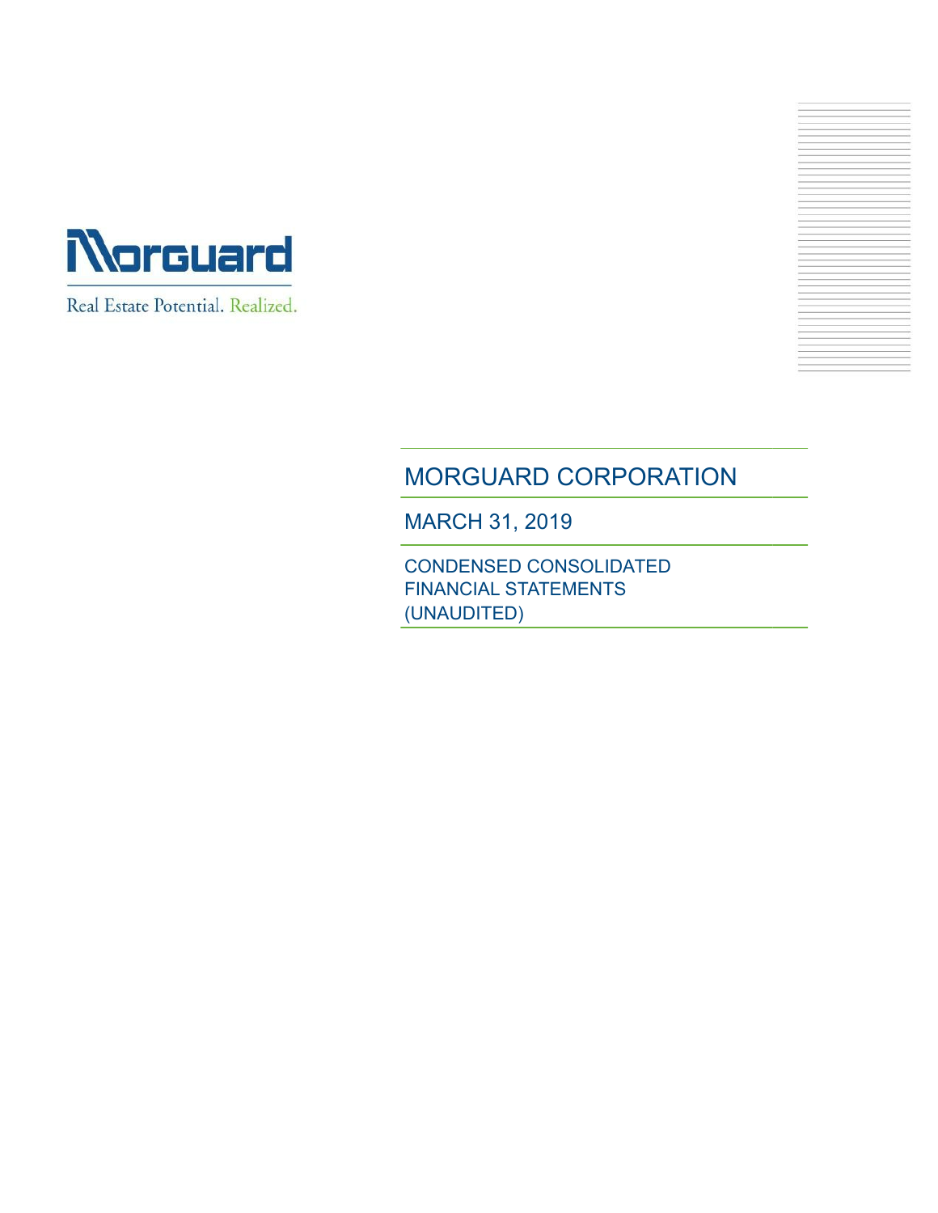Morguard

Real Estate Potential. Realized.

# MORGUARD CORPORATION

## MARCH 31, 2019

### CONDENSED CONSOLIDATED FINANCIAL STATEMENTS (UNAUDITED)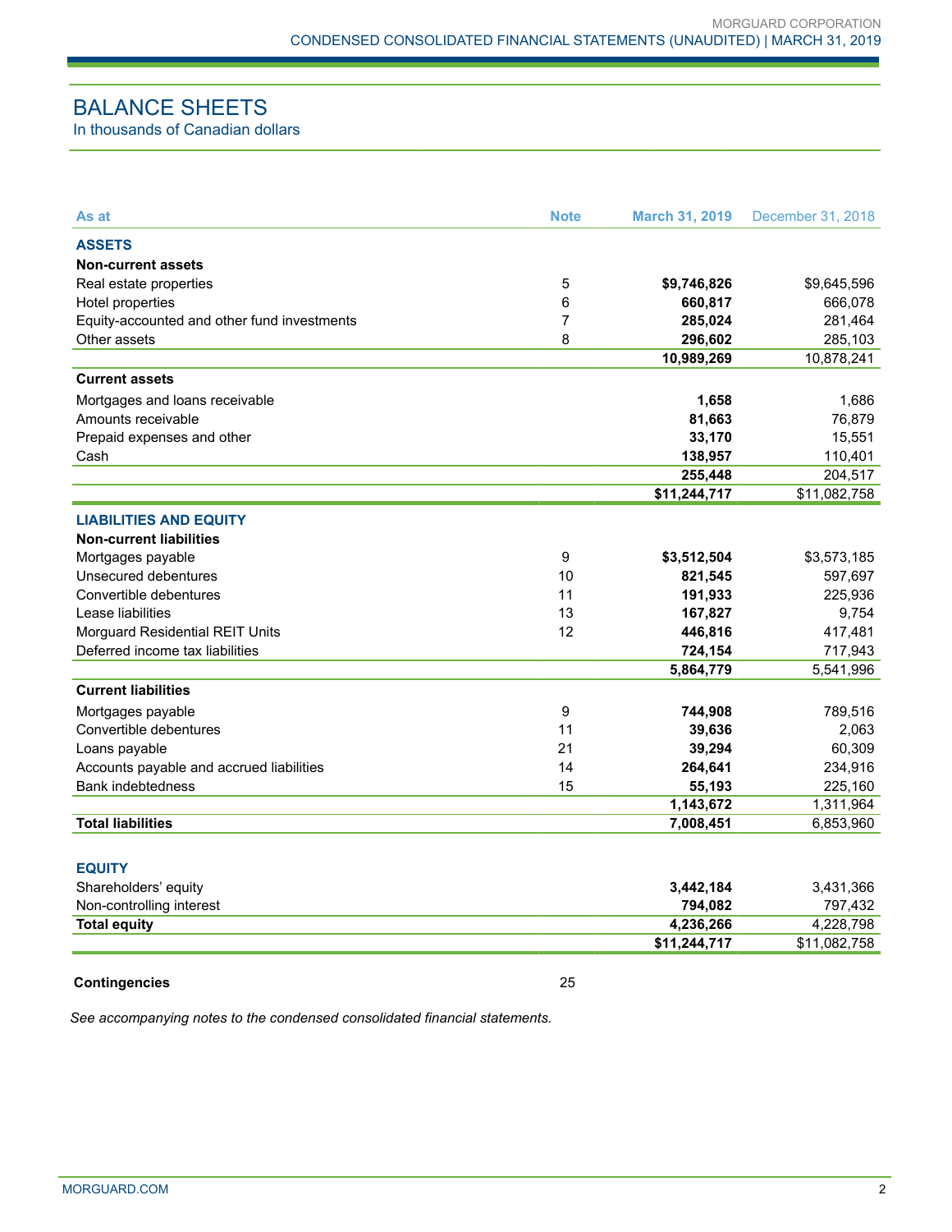# BALANCE SHEETS

In thousands of Canadian dollars

| As at | Note | March 31, 2019 | December 31, 2018 |
|---|---|---|---|
| **ASSETS** | | | |
| **Non-current assets** | | | |
| Real estate properties | 5 | **$9,746,826** | $9,645,596 |
| Hotel properties | 6 | **660,817** | 666,078 |
| Equity-accounted and other fund investments | 7 | **285,024** | 281,464 |
| Other assets | 8 | **296,602** | 285,103 |
| | | **10,989,269** | 10,878,241 |
| **Current assets** | | | |
| Mortgages and loans receivable | | **1,658** | 1,686 |
| Amounts receivable | | **81,663** | 76,879 |
| Prepaid expenses and other | | **33,170** | 15,551 |
| Cash | | **138,957** | 110,401 |
| | | **255,448** | 204,517 |
| | | **$11,244,717** | $11,082,758 |
| **LIABILITIES AND EQUITY** | | | |
| **Non-current liabilities** | | | |
| Mortgages payable | 9 | **$3,512,504** | $3,573,185 |
| Unsecured debentures | 10 | **821,545** | 597,697 |
| Convertible debentures | 11 | **191,933** | 225,936 |
| Lease liabilities | 13 | **167,827** | 9,754 |
| Morguard Residential REIT Units | 12 | **446,816** | 417,481 |
| Deferred income tax liabilities | | **724,154** | 717,943 |
| | | **5,864,779** | 5,541,996 |
| **Current liabilities** | | | |
| Mortgages payable | 9 | **744,908** | 789,516 |
| Convertible debentures | 11 | **39,636** | 2,063 |
| Loans payable | 21 | **39,294** | 60,309 |
| Accounts payable and accrued liabilities | 14 | **264,641** | 234,916 |
| Bank indebtedness | 15 | **55,193** | 225,160 |
| | | **1,143,672** | 1,311,964 |
| **Total liabilities** | | **7,008,451** | 6,853,960 |
| **EQUITY** | | | |
| Shareholders' equity | | **3,442,184** | 3,431,366 |
| Non-controlling interest | | **794,082** | 797,432 |
| **Total equity** | | **4,236,266** | 4,228,798 |
| | | **$11,244,717** | $11,082,758 |

**Contingencies** 25

*See accompanying notes to the condensed consolidated financial statements.*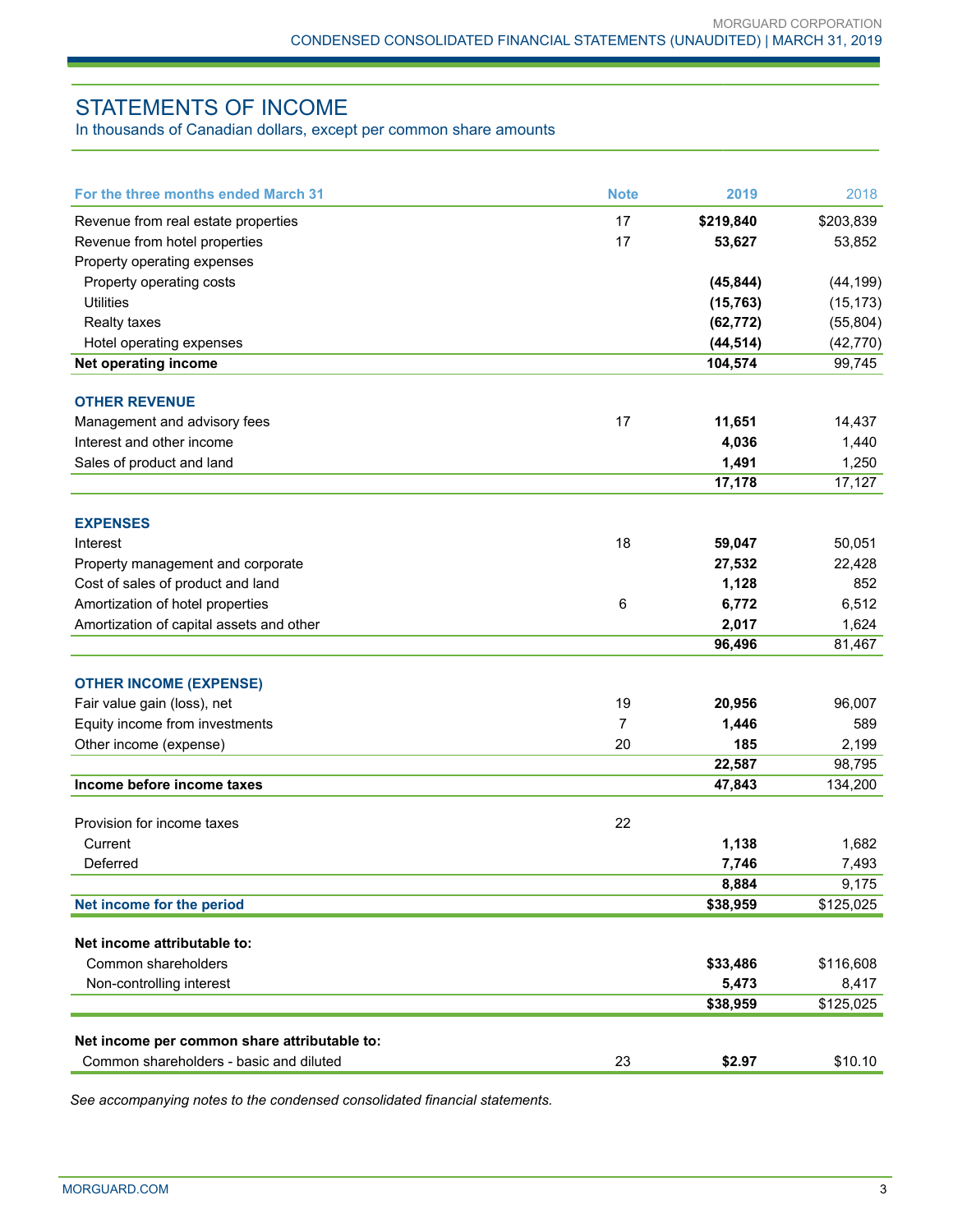## STATEMENTS OF INCOME

In thousands of Canadian dollars, except per common share amounts

| For the three months ended March 31 | Note | 2019 | 2018 |
|---|---|---|---|
| Revenue from real estate properties | 17 | **$219,840** | $203,839 |
| Revenue from hotel properties | 17 | **53,627** | 53,852 |
| Property operating expenses | | | |
| Property operating costs | | **(45,844)** | (44,199) |
| Utilities | | **(15,763)** | (15,173) |
| Realty taxes | | **(62,772)** | (55,804) |
| Hotel operating expenses | | **(44,514)** | (42,770) |
| **Net operating income** | | **104,574** | 99,745 |
| **OTHER REVENUE** | | | |
| Management and advisory fees | 17 | **11,651** | 14,437 |
| Interest and other income | | **4,036** | 1,440 |
| Sales of product and land | | **1,491** | 1,250 |
| | | **17,178** | 17,127 |
| **EXPENSES** | | | |
| Interest | 18 | **59,047** | 50,051 |
| Property management and corporate | | **27,532** | 22,428 |
| Cost of sales of product and land | | **1,128** | 852 |
| Amortization of hotel properties | 6 | **6,772** | 6,512 |
| Amortization of capital assets and other | | **2,017** | 1,624 |
| | | **96,496** | 81,467 |
| **OTHER INCOME (EXPENSE)** | | | |
| Fair value gain (loss), net | 19 | **20,956** | 96,007 |
| Equity income from investments | 7 | **1,446** | 589 |
| Other income (expense) | 20 | **185** | 2,199 |
| | | **22,587** | 98,795 |
| **Income before income taxes** | | **47,843** | 134,200 |
| Provision for income taxes | 22 | | |
| Current | | **1,138** | 1,682 |
| Deferred | | **7,746** | 7,493 |
| | | **8,884** | 9,175 |
| **Net income for the period** | | **$38,959** | $125,025 |
| **Net income attributable to:** | | | |
| Common shareholders | | **$33,486** | $116,608 |
| Non-controlling interest | | **5,473** | 8,417 |
| | | **$38,959** | $125,025 |
| **Net income per common share attributable to:** | | | |
| Common shareholders - basic and diluted | 23 | **$2.97** | $10.10 |

*See accompanying notes to the condensed consolidated financial statements.*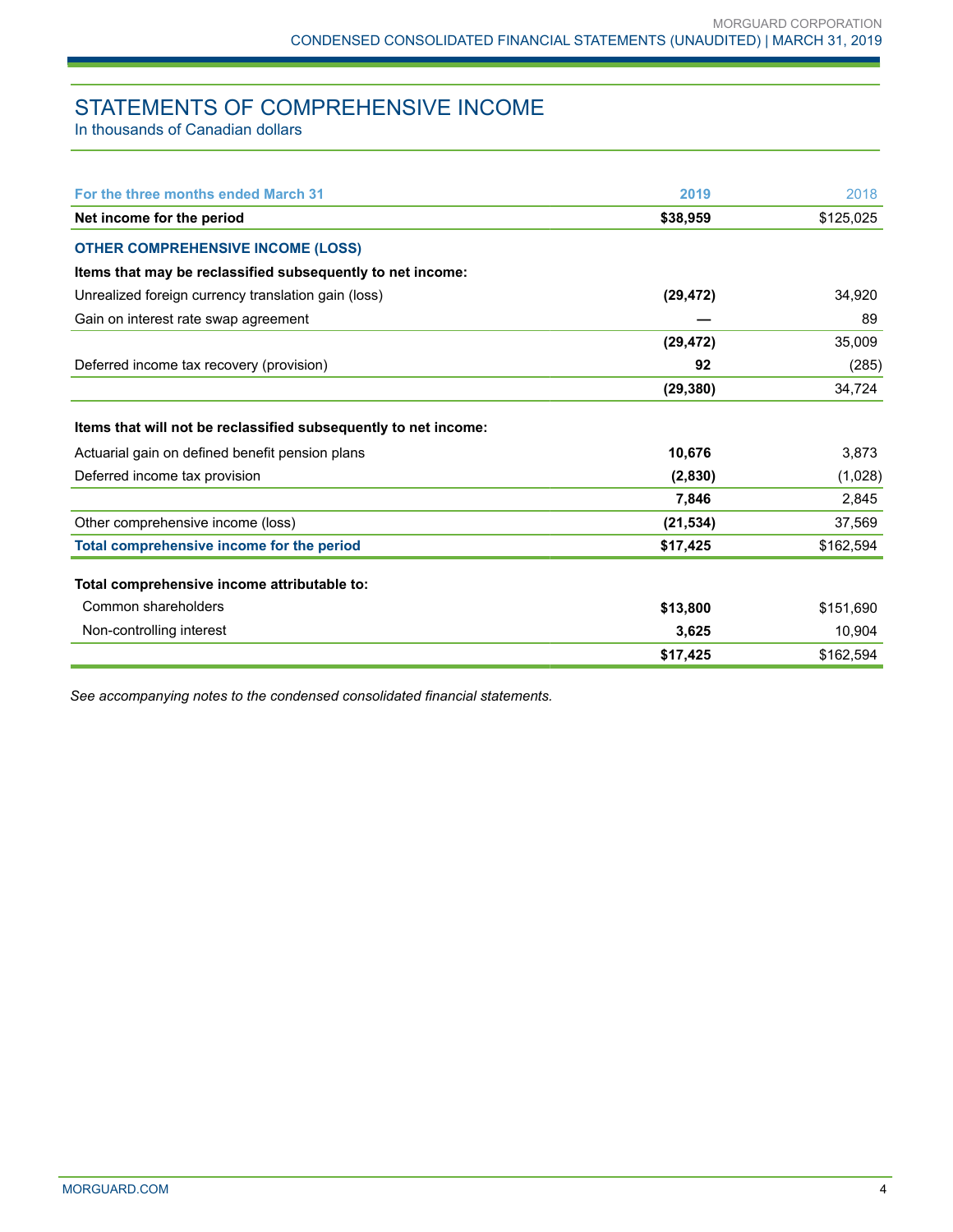## STATEMENTS OF COMPREHENSIVE INCOME

In thousands of Canadian dollars

| For the three months ended March 31 | 2019 | 2018 |
|---|---|---|
| **Net income for the period** | **$38,959** | $125,025 |
| **OTHER COMPREHENSIVE INCOME (LOSS)** | | |
| **Items that may be reclassified subsequently to net income:** | | |
| Unrealized foreign currency translation gain (loss) | **(29,472)** | 34,920 |
| Gain on interest rate swap agreement | **—** | 89 |
| | **(29,472)** | 35,009 |
| Deferred income tax recovery (provision) | **92** | (285) |
| | **(29,380)** | 34,724 |
| **Items that will not be reclassified subsequently to net income:** | | |
| Actuarial gain on defined benefit pension plans | **10,676** | 3,873 |
| Deferred income tax provision | **(2,830)** | (1,028) |
| | **7,846** | 2,845 |
| Other comprehensive income (loss) | **(21,534)** | 37,569 |
| **Total comprehensive income for the period** | **$17,425** | $162,594 |
| **Total comprehensive income attributable to:** | | |
| Common shareholders | **$13,800** | $151,690 |
| Non-controlling interest | **3,625** | 10,904 |
| | **$17,425** | $162,594 |

*See accompanying notes to the condensed consolidated financial statements.*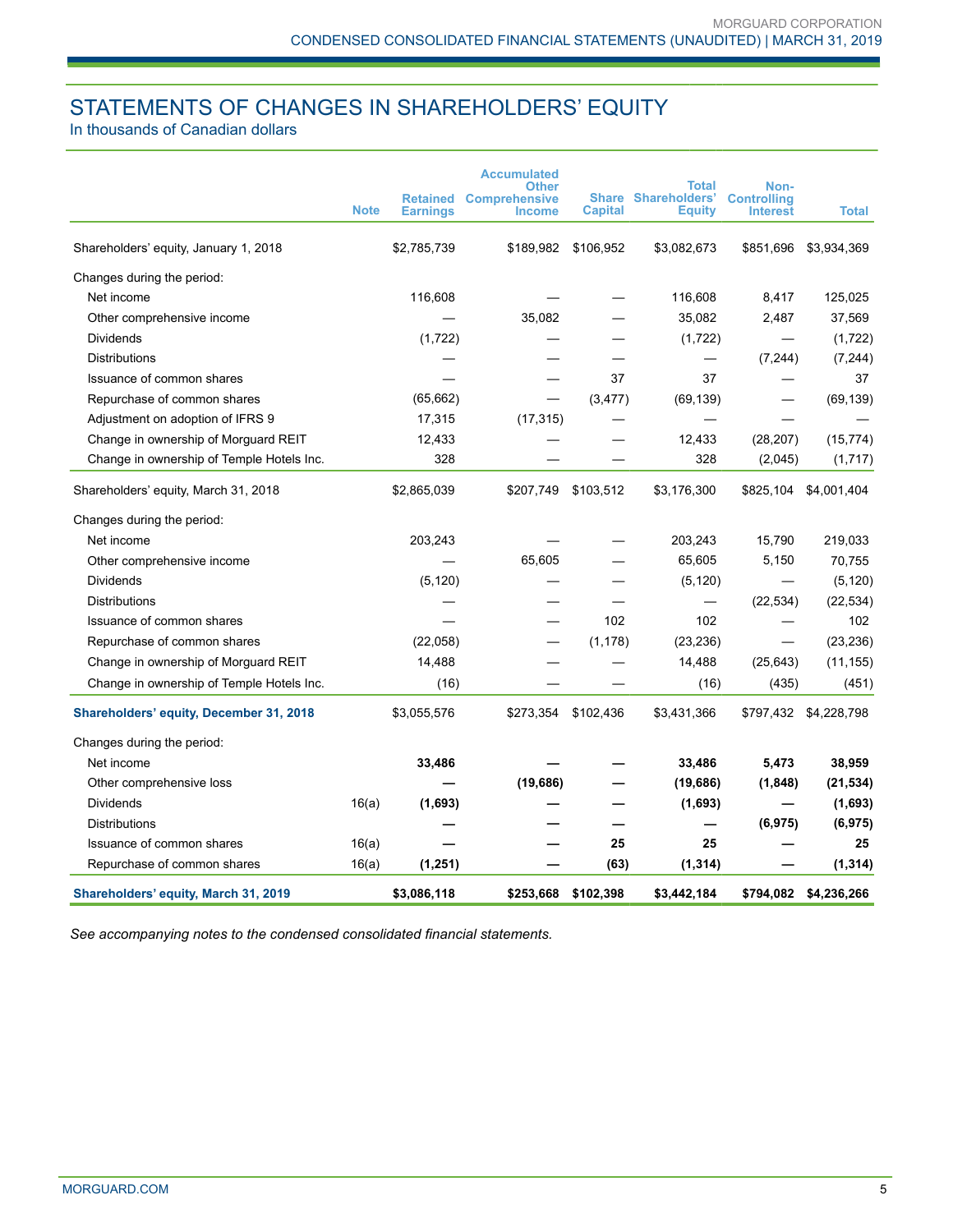# STATEMENTS OF CHANGES IN SHAREHOLDERS' EQUITY

In thousands of Canadian dollars

| | Note | Retained Earnings | Accumulated Other Comprehensive Income | Share Capital | Total Shareholders' Equity | Non-Controlling Interest | Total |
|---|---|---|---|---|---|---|---|
| Shareholders' equity, January 1, 2018 | | $2,785,739 | $189,982 | $106,952 | $3,082,673 | $851,696 | $3,934,369 |
| Changes during the period: | | | | | | | |
| Net income | | 116,608 | — | — | 116,608 | 8,417 | 125,025 |
| Other comprehensive income | | — | 35,082 | — | 35,082 | 2,487 | 37,569 |
| Dividends | | (1,722) | — | — | (1,722) | — | (1,722) |
| Distributions | | — | — | — | — | (7,244) | (7,244) |
| Issuance of common shares | | — | — | 37 | 37 | — | 37 |
| Repurchase of common shares | | (65,662) | — | (3,477) | (69,139) | — | (69,139) |
| Adjustment on adoption of IFRS 9 | | 17,315 | (17,315) | — | — | — | — |
| Change in ownership of Morguard REIT | | 12,433 | — | — | 12,433 | (28,207) | (15,774) |
| Change in ownership of Temple Hotels Inc. | | 328 | — | — | 328 | (2,045) | (1,717) |
| Shareholders' equity, March 31, 2018 | | $2,865,039 | $207,749 | $103,512 | $3,176,300 | $825,104 | $4,001,404 |
| Changes during the period: | | | | | | | |
| Net income | | 203,243 | — | — | 203,243 | 15,790 | 219,033 |
| Other comprehensive income | | — | 65,605 | — | 65,605 | 5,150 | 70,755 |
| Dividends | | (5,120) | — | — | (5,120) | — | (5,120) |
| Distributions | | — | — | — | — | (22,534) | (22,534) |
| Issuance of common shares | | — | — | 102 | 102 | — | 102 |
| Repurchase of common shares | | (22,058) | — | (1,178) | (23,236) | — | (23,236) |
| Change in ownership of Morguard REIT | | 14,488 | — | — | 14,488 | (25,643) | (11,155) |
| Change in ownership of Temple Hotels Inc. | | (16) | — | — | (16) | (435) | (451) |
| **Shareholders' equity, December 31, 2018** | | $3,055,576 | $273,354 | $102,436 | $3,431,366 | $797,432 | $4,228,798 |
| Changes during the period: | | | | | | | |
| Net income | | **33,486** | **—** | **—** | **33,486** | **5,473** | **38,959** |
| Other comprehensive loss | | **—** | **(19,686)** | **—** | **(19,686)** | **(1,848)** | **(21,534)** |
| Dividends | 16(a) | **(1,693)** | **—** | **—** | **(1,693)** | **—** | **(1,693)** |
| Distributions | | **—** | **—** | **—** | **—** | **(6,975)** | **(6,975)** |
| Issuance of common shares | 16(a) | **—** | **—** | **25** | **25** | **—** | **25** |
| Repurchase of common shares | 16(a) | **(1,251)** | **—** | **(63)** | **(1,314)** | **—** | **(1,314)** |
| **Shareholders' equity, March 31, 2019** | | **$3,086,118** | **$253,668** | **$102,398** | **$3,442,184** | **$794,082** | **$4,236,266** |

*See accompanying notes to the condensed consolidated financial statements.*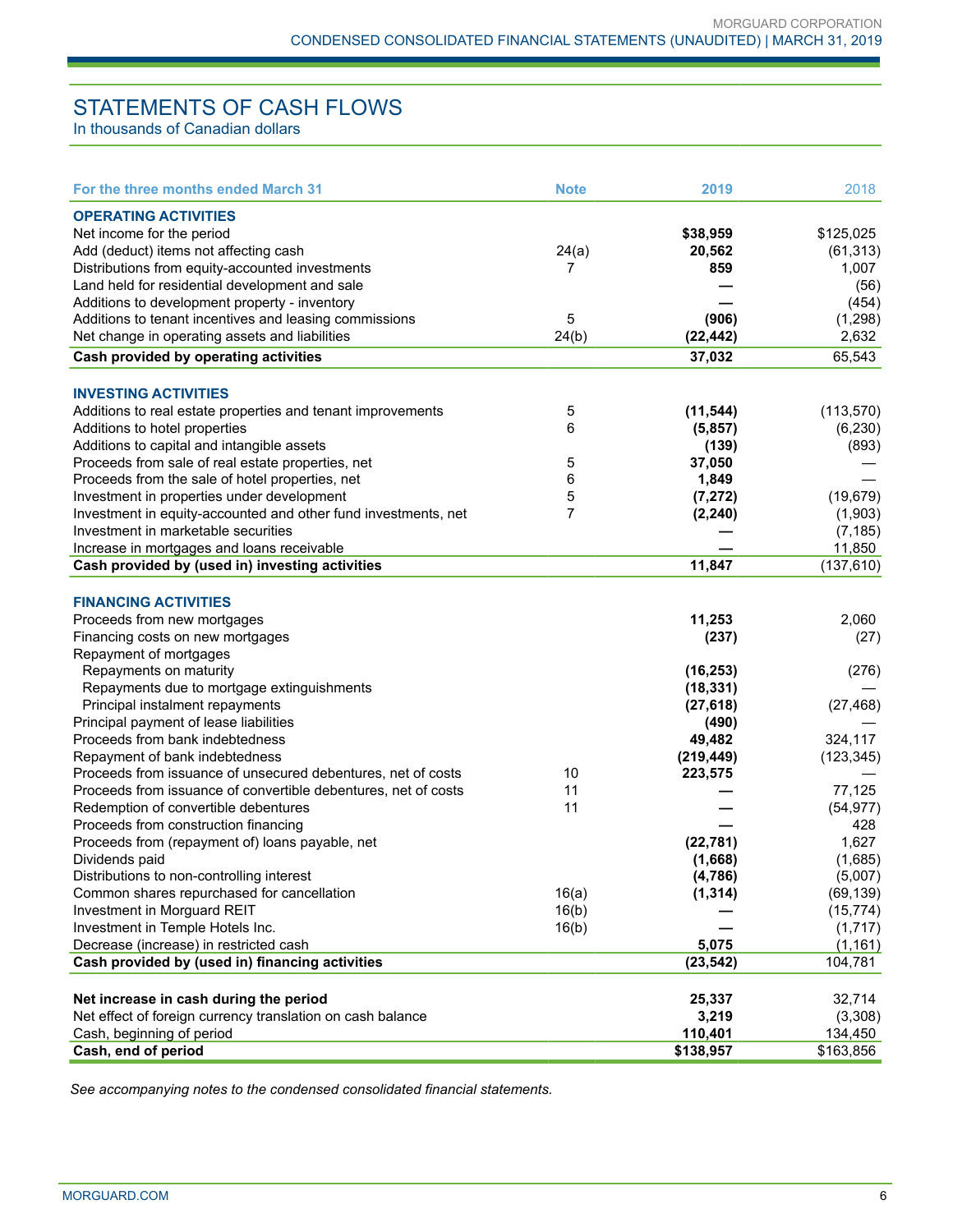# STATEMENTS OF CASH FLOWS

In thousands of Canadian dollars

| For the three months ended March 31 | Note | 2019 | 2018 |
|---|---|---|---|
| **OPERATING ACTIVITIES** | | | |
| Net income for the period | | **$38,959** | $125,025 |
| Add (deduct) items not affecting cash | 24(a) | **20,562** | (61,313) |
| Distributions from equity-accounted investments | 7 | **859** | 1,007 |
| Land held for residential development and sale | | **—** | (56) |
| Additions to development property - inventory | | **—** | (454) |
| Additions to tenant incentives and leasing commissions | 5 | **(906)** | (1,298) |
| Net change in operating assets and liabilities | 24(b) | **(22,442)** | 2,632 |
| **Cash provided by operating activities** | | **37,032** | 65,543 |
| **INVESTING ACTIVITIES** | | | |
| Additions to real estate properties and tenant improvements | 5 | **(11,544)** | (113,570) |
| Additions to hotel properties | 6 | **(5,857)** | (6,230) |
| Additions to capital and intangible assets | | **(139)** | (893) |
| Proceeds from sale of real estate properties, net | 5 | **37,050** | — |
| Proceeds from the sale of hotel properties, net | 6 | **1,849** | — |
| Investment in properties under development | 5 | **(7,272)** | (19,679) |
| Investment in equity-accounted and other fund investments, net | 7 | **(2,240)** | (1,903) |
| Investment in marketable securities | | **—** | (7,185) |
| Increase in mortgages and loans receivable | | **—** | 11,850 |
| **Cash provided by (used in) investing activities** | | **11,847** | (137,610) |
| **FINANCING ACTIVITIES** | | | |
| Proceeds from new mortgages | | **11,253** | 2,060 |
| Financing costs on new mortgages | | **(237)** | (27) |
| Repayment of mortgages | | | |
| Repayments on maturity | | **(16,253)** | (276) |
| Repayments due to mortgage extinguishments | | **(18,331)** | — |
| Principal instalment repayments | | **(27,618)** | (27,468) |
| Principal payment of lease liabilities | | **(490)** | — |
| Proceeds from bank indebtedness | | **49,482** | 324,117 |
| Repayment of bank indebtedness | | **(219,449)** | (123,345) |
| Proceeds from issuance of unsecured debentures, net of costs | 10 | **223,575** | — |
| Proceeds from issuance of convertible debentures, net of costs | 11 | **—** | 77,125 |
| Redemption of convertible debentures | 11 | **—** | (54,977) |
| Proceeds from construction financing | | **—** | 428 |
| Proceeds from (repayment of) loans payable, net | | **(22,781)** | 1,627 |
| Dividends paid | | **(1,668)** | (1,685) |
| Distributions to non-controlling interest | | **(4,786)** | (5,007) |
| Common shares repurchased for cancellation | 16(a) | **(1,314)** | (69,139) |
| Investment in Morguard REIT | 16(b) | **—** | (15,774) |
| Investment in Temple Hotels Inc. | 16(b) | **—** | (1,717) |
| Decrease (increase) in restricted cash | | **5,075** | (1,161) |
| **Cash provided by (used in) financing activities** | | **(23,542)** | 104,781 |
| **Net increase in cash during the period** | | **25,337** | 32,714 |
| Net effect of foreign currency translation on cash balance | | **3,219** | (3,308) |
| Cash, beginning of period | | **110,401** | 134,450 |
| **Cash, end of period** | | **$138,957** | $163,856 |

*See accompanying notes to the condensed consolidated financial statements.*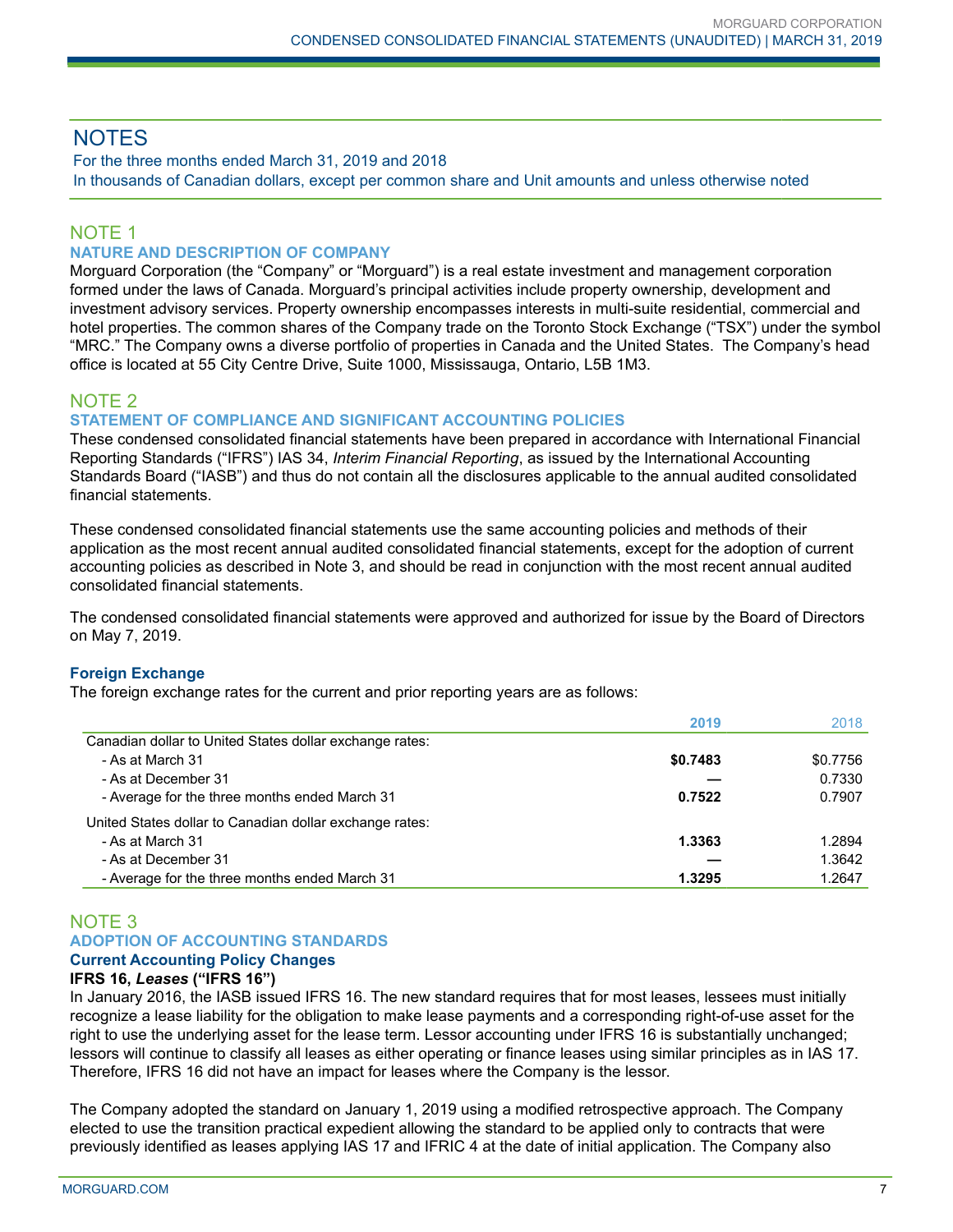# NOTES

For the three months ended March 31, 2019 and 2018
In thousands of Canadian dollars, except per common share and Unit amounts and unless otherwise noted

## NOTE 1

### NATURE AND DESCRIPTION OF COMPANY

Morguard Corporation (the "Company" or "Morguard") is a real estate investment and management corporation formed under the laws of Canada. Morguard's principal activities include property ownership, development and investment advisory services. Property ownership encompasses interests in multi-suite residential, commercial and hotel properties. The common shares of the Company trade on the Toronto Stock Exchange ("TSX") under the symbol "MRC." The Company owns a diverse portfolio of properties in Canada and the United States. The Company's head office is located at 55 City Centre Drive, Suite 1000, Mississauga, Ontario, L5B 1M3.

## NOTE 2

### STATEMENT OF COMPLIANCE AND SIGNIFICANT ACCOUNTING POLICIES

These condensed consolidated financial statements have been prepared in accordance with International Financial Reporting Standards ("IFRS") IAS 34, *Interim Financial Reporting*, as issued by the International Accounting Standards Board ("IASB") and thus do not contain all the disclosures applicable to the annual audited consolidated financial statements.

These condensed consolidated financial statements use the same accounting policies and methods of their application as the most recent annual audited consolidated financial statements, except for the adoption of current accounting policies as described in Note 3, and should be read in conjunction with the most recent annual audited consolidated financial statements.

The condensed consolidated financial statements were approved and authorized for issue by the Board of Directors on May 7, 2019.

#### Foreign Exchange

The foreign exchange rates for the current and prior reporting years are as follows:

| | **2019** | 2018 |
|---|---|---|
| Canadian dollar to United States dollar exchange rates: | | |
| - As at March 31 | **$0.7483** | $0.7756 |
| - As at December 31 | **—** | 0.7330 |
| - Average for the three months ended March 31 | **0.7522** | 0.7907 |
| United States dollar to Canadian dollar exchange rates: | | |
| - As at March 31 | **1.3363** | 1.2894 |
| - As at December 31 | **—** | 1.3642 |
| - Average for the three months ended March 31 | **1.3295** | 1.2647 |

## NOTE 3

### ADOPTION OF ACCOUNTING STANDARDS

#### Current Accounting Policy Changes

**IFRS 16, *Leases* ("IFRS 16")**

In January 2016, the IASB issued IFRS 16. The new standard requires that for most leases, lessees must initially recognize a lease liability for the obligation to make lease payments and a corresponding right-of-use asset for the right to use the underlying asset for the lease term. Lessor accounting under IFRS 16 is substantially unchanged; lessors will continue to classify all leases as either operating or finance leases using similar principles as in IAS 17. Therefore, IFRS 16 did not have an impact for leases where the Company is the lessor.

The Company adopted the standard on January 1, 2019 using a modified retrospective approach. The Company elected to use the transition practical expedient allowing the standard to be applied only to contracts that were previously identified as leases applying IAS 17 and IFRIC 4 at the date of initial application. The Company also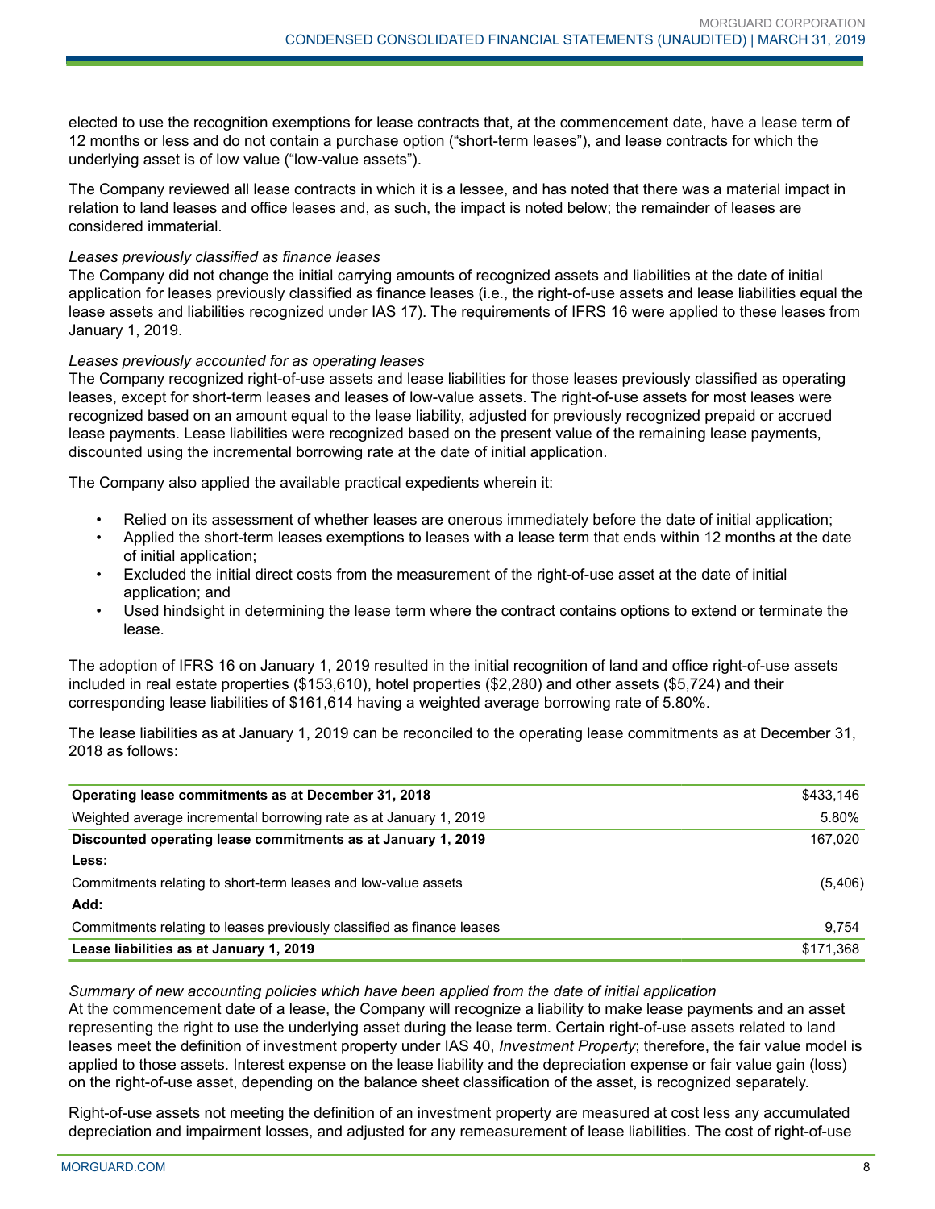elected to use the recognition exemptions for lease contracts that, at the commencement date, have a lease term of 12 months or less and do not contain a purchase option ("short-term leases"), and lease contracts for which the underlying asset is of low value ("low-value assets").

The Company reviewed all lease contracts in which it is a lessee, and has noted that there was a material impact in relation to land leases and office leases and, as such, the impact is noted below; the remainder of leases are considered immaterial.

*Leases previously classified as finance leases*
The Company did not change the initial carrying amounts of recognized assets and liabilities at the date of initial application for leases previously classified as finance leases (i.e., the right-of-use assets and lease liabilities equal the lease assets and liabilities recognized under IAS 17). The requirements of IFRS 16 were applied to these leases from January 1, 2019.

*Leases previously accounted for as operating leases*
The Company recognized right-of-use assets and lease liabilities for those leases previously classified as operating leases, except for short-term leases and leases of low-value assets. The right-of-use assets for most leases were recognized based on an amount equal to the lease liability, adjusted for previously recognized prepaid or accrued lease payments. Lease liabilities were recognized based on the present value of the remaining lease payments, discounted using the incremental borrowing rate at the date of initial application.

The Company also applied the available practical expedients wherein it:

- Relied on its assessment of whether leases are onerous immediately before the date of initial application;
- Applied the short-term leases exemptions to leases with a lease term that ends within 12 months at the date of initial application;
- Excluded the initial direct costs from the measurement of the right-of-use asset at the date of initial application; and
- Used hindsight in determining the lease term where the contract contains options to extend or terminate the lease.

The adoption of IFRS 16 on January 1, 2019 resulted in the initial recognition of land and office right-of-use assets included in real estate properties ($153,610), hotel properties ($2,280) and other assets ($5,724) and their corresponding lease liabilities of $161,614 having a weighted average borrowing rate of 5.80%.

The lease liabilities as at January 1, 2019 can be reconciled to the operating lease commitments as at December 31, 2018 as follows:

| | |
|---|---|
| **Operating lease commitments as at December 31, 2018** | $433,146 |
| Weighted average incremental borrowing rate as at January 1, 2019 | 5.80% |
| **Discounted operating lease commitments as at January 1, 2019** | 167,020 |
| **Less:** | |
| Commitments relating to short-term leases and low-value assets | (5,406) |
| **Add:** | |
| Commitments relating to leases previously classified as finance leases | 9,754 |
| **Lease liabilities as at January 1, 2019** | $171,368 |

*Summary of new accounting policies which have been applied from the date of initial application*
At the commencement date of a lease, the Company will recognize a liability to make lease payments and an asset representing the right to use the underlying asset during the lease term. Certain right-of-use assets related to land leases meet the definition of investment property under IAS 40, *Investment Property*; therefore, the fair value model is applied to those assets. Interest expense on the lease liability and the depreciation expense or fair value gain (loss) on the right-of-use asset, depending on the balance sheet classification of the asset, is recognized separately.

Right-of-use assets not meeting the definition of an investment property are measured at cost less any accumulated depreciation and impairment losses, and adjusted for any remeasurement of lease liabilities. The cost of right-of-use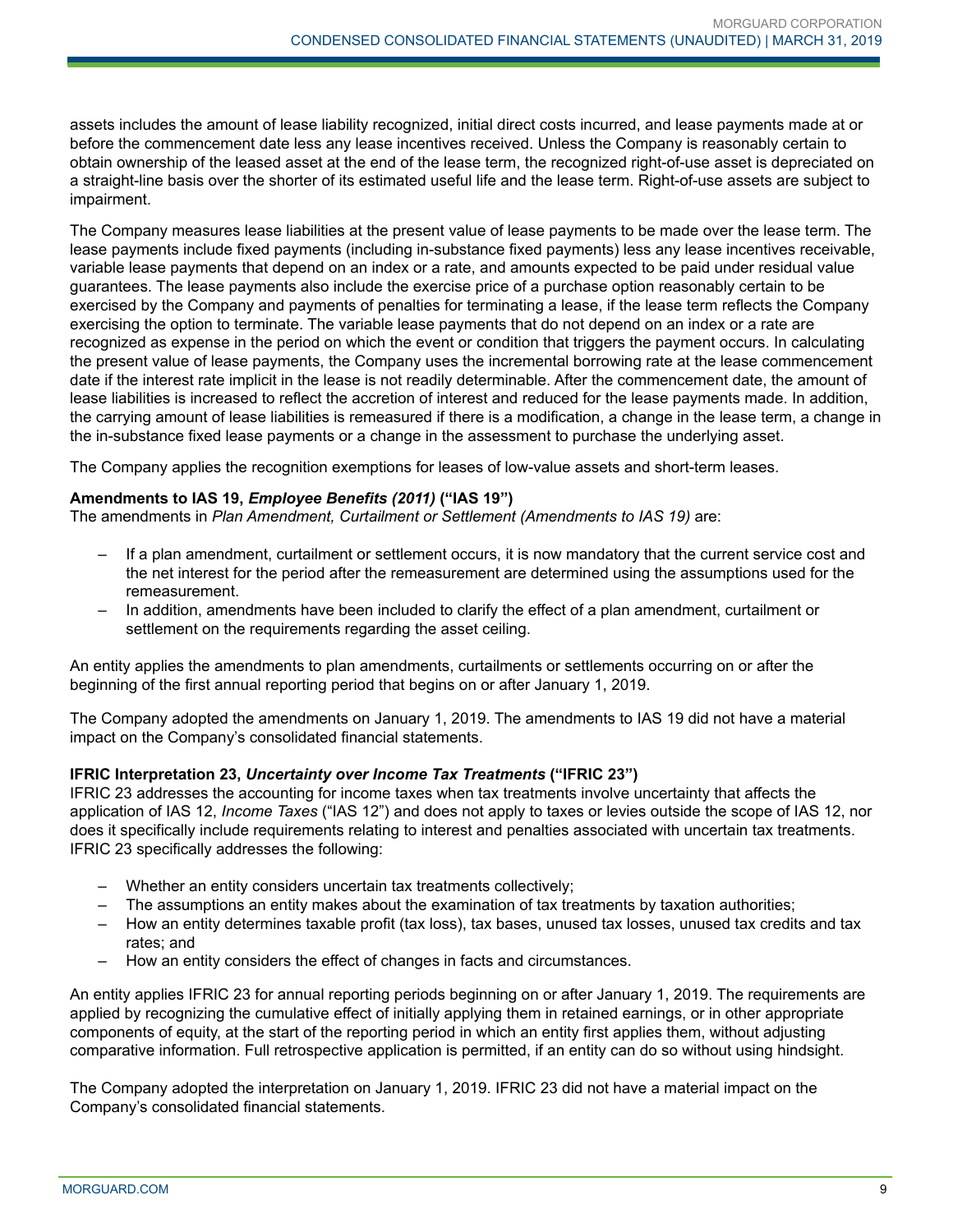assets includes the amount of lease liability recognized, initial direct costs incurred, and lease payments made at or before the commencement date less any lease incentives received. Unless the Company is reasonably certain to obtain ownership of the leased asset at the end of the lease term, the recognized right-of-use asset is depreciated on a straight-line basis over the shorter of its estimated useful life and the lease term. Right-of-use assets are subject to impairment.

The Company measures lease liabilities at the present value of lease payments to be made over the lease term. The lease payments include fixed payments (including in-substance fixed payments) less any lease incentives receivable, variable lease payments that depend on an index or a rate, and amounts expected to be paid under residual value guarantees. The lease payments also include the exercise price of a purchase option reasonably certain to be exercised by the Company and payments of penalties for terminating a lease, if the lease term reflects the Company exercising the option to terminate. The variable lease payments that do not depend on an index or a rate are recognized as expense in the period on which the event or condition that triggers the payment occurs. In calculating the present value of lease payments, the Company uses the incremental borrowing rate at the lease commencement date if the interest rate implicit in the lease is not readily determinable. After the commencement date, the amount of lease liabilities is increased to reflect the accretion of interest and reduced for the lease payments made. In addition, the carrying amount of lease liabilities is remeasured if there is a modification, a change in the lease term, a change in the in-substance fixed lease payments or a change in the assessment to purchase the underlying asset.

The Company applies the recognition exemptions for leases of low-value assets and short-term leases.

**Amendments to IAS 19, *Employee Benefits (2011)* ("IAS 19")**

The amendments in *Plan Amendment, Curtailment or Settlement (Amendments to IAS 19)* are:

- If a plan amendment, curtailment or settlement occurs, it is now mandatory that the current service cost and the net interest for the period after the remeasurement are determined using the assumptions used for the remeasurement.
- In addition, amendments have been included to clarify the effect of a plan amendment, curtailment or settlement on the requirements regarding the asset ceiling.

An entity applies the amendments to plan amendments, curtailments or settlements occurring on or after the beginning of the first annual reporting period that begins on or after January 1, 2019.

The Company adopted the amendments on January 1, 2019. The amendments to IAS 19 did not have a material impact on the Company's consolidated financial statements.

**IFRIC Interpretation 23, *Uncertainty over Income Tax Treatments* ("IFRIC 23")**

IFRIC 23 addresses the accounting for income taxes when tax treatments involve uncertainty that affects the application of IAS 12, *Income Taxes* ("IAS 12") and does not apply to taxes or levies outside the scope of IAS 12, nor does it specifically include requirements relating to interest and penalties associated with uncertain tax treatments. IFRIC 23 specifically addresses the following:

- Whether an entity considers uncertain tax treatments collectively;
- The assumptions an entity makes about the examination of tax treatments by taxation authorities;
- How an entity determines taxable profit (tax loss), tax bases, unused tax losses, unused tax credits and tax rates; and
- How an entity considers the effect of changes in facts and circumstances.

An entity applies IFRIC 23 for annual reporting periods beginning on or after January 1, 2019. The requirements are applied by recognizing the cumulative effect of initially applying them in retained earnings, or in other appropriate components of equity, at the start of the reporting period in which an entity first applies them, without adjusting comparative information. Full retrospective application is permitted, if an entity can do so without using hindsight.

The Company adopted the interpretation on January 1, 2019. IFRIC 23 did not have a material impact on the Company's consolidated financial statements.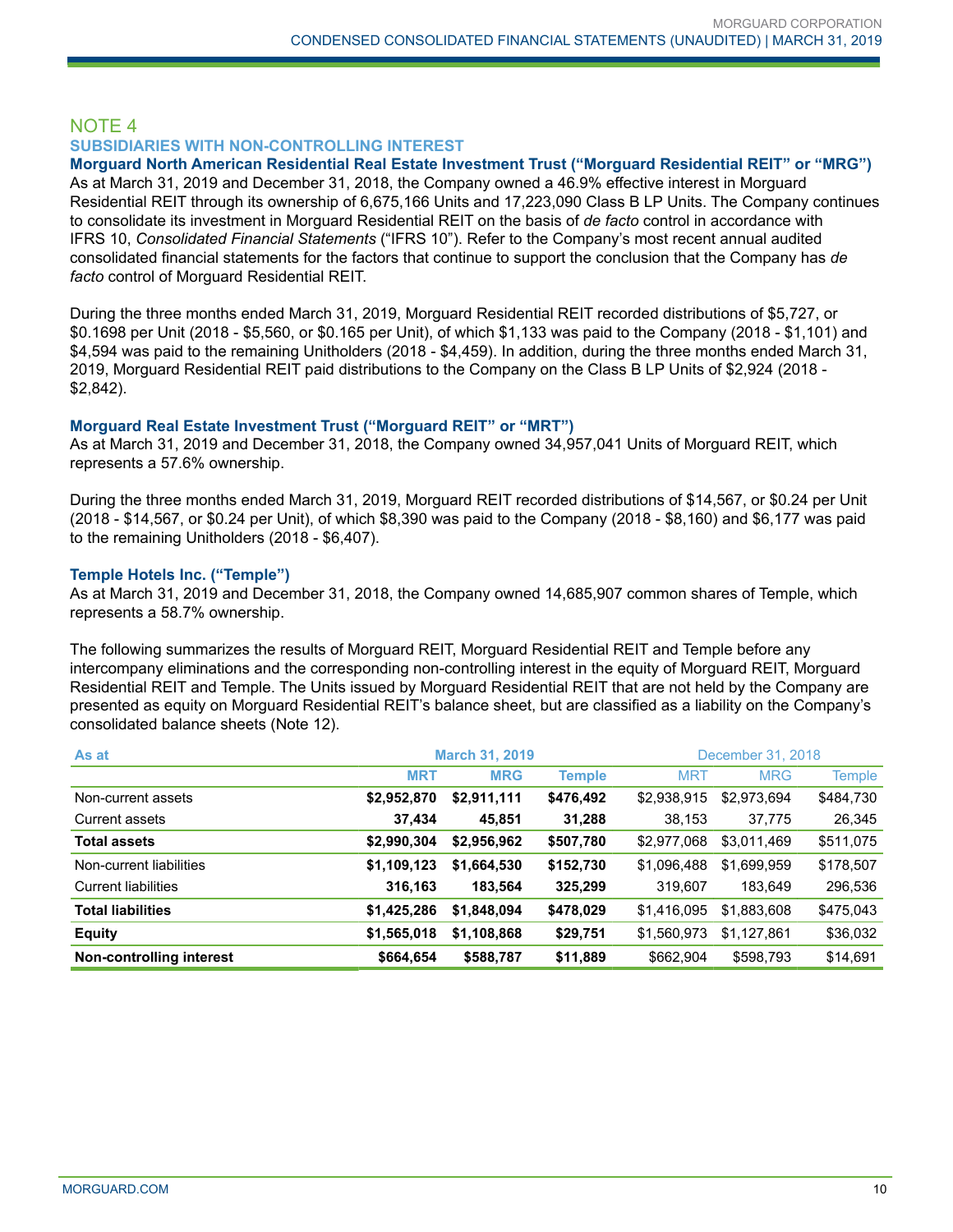## NOTE 4

### SUBSIDIARIES WITH NON-CONTROLLING INTEREST

**Morguard North American Residential Real Estate Investment Trust ("Morguard Residential REIT" or "MRG")**

As at March 31, 2019 and December 31, 2018, the Company owned a 46.9% effective interest in Morguard Residential REIT through its ownership of 6,675,166 Units and 17,223,090 Class B LP Units. The Company continues to consolidate its investment in Morguard Residential REIT on the basis of *de facto* control in accordance with IFRS 10, *Consolidated Financial Statements* ("IFRS 10"). Refer to the Company's most recent annual audited consolidated financial statements for the factors that continue to support the conclusion that the Company has *de facto* control of Morguard Residential REIT.

During the three months ended March 31, 2019, Morguard Residential REIT recorded distributions of $5,727, or $0.1698 per Unit (2018 - $5,560, or $0.165 per Unit), of which $1,133 was paid to the Company (2018 - $1,101) and $4,594 was paid to the remaining Unitholders (2018 - $4,459). In addition, during the three months ended March 31, 2019, Morguard Residential REIT paid distributions to the Company on the Class B LP Units of $2,924 (2018 - $2,842).

**Morguard Real Estate Investment Trust ("Morguard REIT" or "MRT")**

As at March 31, 2019 and December 31, 2018, the Company owned 34,957,041 Units of Morguard REIT, which represents a 57.6% ownership.

During the three months ended March 31, 2019, Morguard REIT recorded distributions of $14,567, or $0.24 per Unit (2018 - $14,567, or $0.24 per Unit), of which $8,390 was paid to the Company (2018 - $8,160) and $6,177 was paid to the remaining Unitholders (2018 - $6,407).

**Temple Hotels Inc. ("Temple")**

As at March 31, 2019 and December 31, 2018, the Company owned 14,685,907 common shares of Temple, which represents a 58.7% ownership.

The following summarizes the results of Morguard REIT, Morguard Residential REIT and Temple before any intercompany eliminations and the corresponding non-controlling interest in the equity of Morguard REIT, Morguard Residential REIT and Temple. The Units issued by Morguard Residential REIT that are not held by the Company are presented as equity on Morguard Residential REIT's balance sheet, but are classified as a liability on the Company's consolidated balance sheets (Note 12).

| As at | March 31, 2019 | | | December 31, 2018 | | |
|---|---|---|---|---|---|---|
| | MRT | MRG | Temple | MRT | MRG | Temple |
| Non-current assets | **$2,952,870** | **$2,911,111** | **$476,492** | $2,938,915 | $2,973,694 | $484,730 |
| Current assets | **37,434** | **45,851** | **31,288** | 38,153 | 37,775 | 26,345 |
| **Total assets** | **$2,990,304** | **$2,956,962** | **$507,780** | $2,977,068 | $3,011,469 | $511,075 |
| Non-current liabilities | **$1,109,123** | **$1,664,530** | **$152,730** | $1,096,488 | $1,699,959 | $178,507 |
| Current liabilities | **316,163** | **183,564** | **325,299** | 319,607 | 183,649 | 296,536 |
| **Total liabilities** | **$1,425,286** | **$1,848,094** | **$478,029** | $1,416,095 | $1,883,608 | $475,043 |
| **Equity** | **$1,565,018** | **$1,108,868** | **$29,751** | $1,560,973 | $1,127,861 | $36,032 |
| **Non-controlling interest** | **$664,654** | **$588,787** | **$11,889** | $662,904 | $598,793 | $14,691 |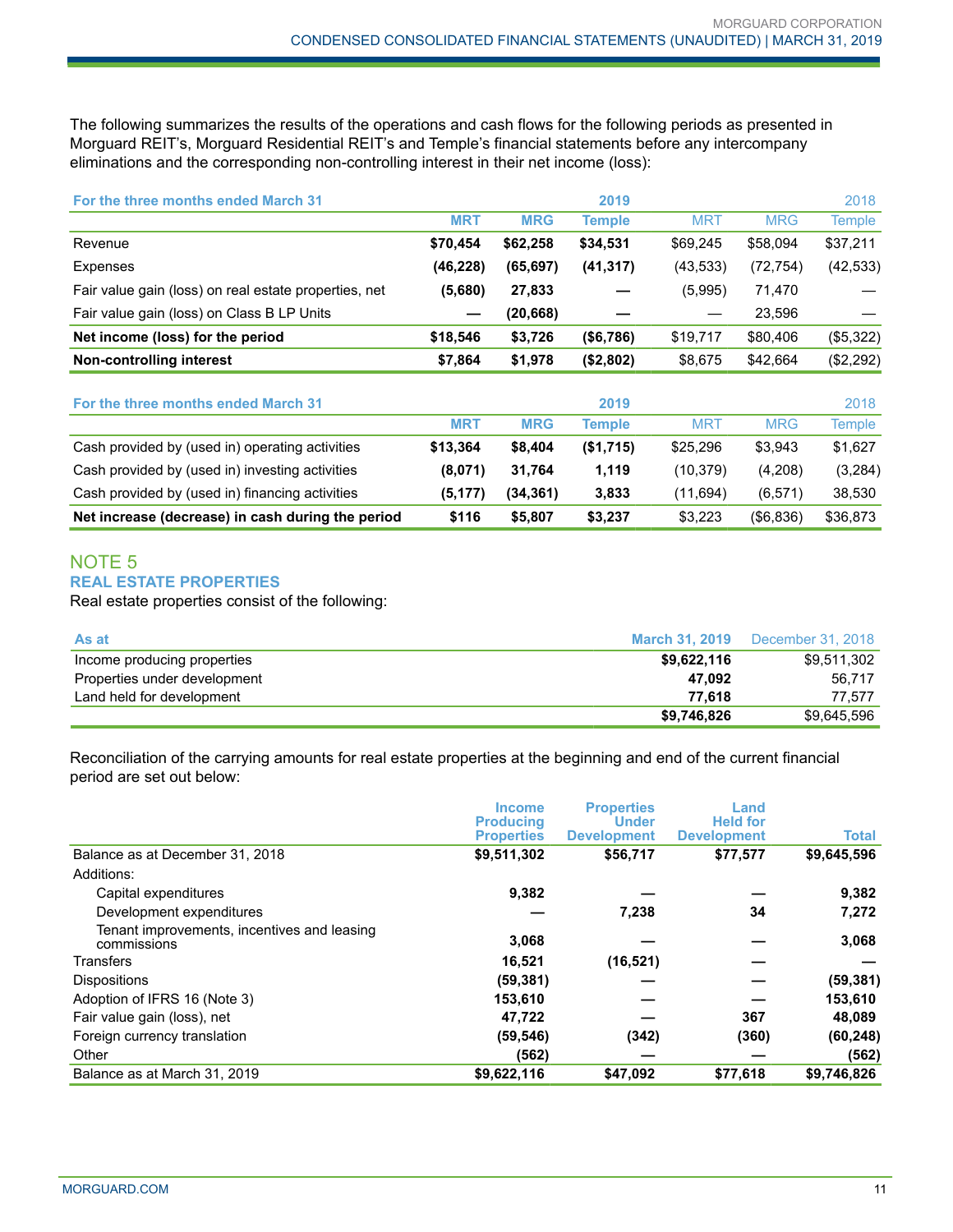The following summarizes the results of the operations and cash flows for the following periods as presented in Morguard REIT's, Morguard Residential REIT's and Temple's financial statements before any intercompany eliminations and the corresponding non-controlling interest in their net income (loss):

| For the three months ended March 31 | | | 2019 | | | 2018 |
|---|---|---|---|---|---|---|
| | **MRT** | **MRG** | **Temple** | MRT | MRG | Temple |
| Revenue | **$70,454** | **$62,258** | **$34,531** | $69,245 | $58,094 | $37,211 |
| Expenses | **(46,228)** | **(65,697)** | **(41,317)** | (43,533) | (72,754) | (42,533) |
| Fair value gain (loss) on real estate properties, net | **(5,680)** | **27,833** | **—** | (5,995) | 71,470 | — |
| Fair value gain (loss) on Class B LP Units | **—** | **(20,668)** | **—** | — | 23,596 | — |
| **Net income (loss) for the period** | **$18,546** | **$3,726** | **($6,786)** | $19,717 | $80,406 | ($5,322) |
| **Non-controlling interest** | **$7,864** | **$1,978** | **($2,802)** | $8,675 | $42,664 | ($2,292) |

| For the three months ended March 31 | | | 2019 | | | 2018 |
|---|---|---|---|---|---|---|
| | **MRT** | **MRG** | **Temple** | MRT | MRG | Temple |
| Cash provided by (used in) operating activities | **$13,364** | **$8,404** | **($1,715)** | $25,296 | $3,943 | $1,627 |
| Cash provided by (used in) investing activities | **(8,071)** | **31,764** | **1,119** | (10,379) | (4,208) | (3,284) |
| Cash provided by (used in) financing activities | **(5,177)** | **(34,361)** | **3,833** | (11,694) | (6,571) | 38,530 |
| **Net increase (decrease) in cash during the period** | **$116** | **$5,807** | **$3,237** | $3,223 | ($6,836) | $36,873 |

## NOTE 5

### REAL ESTATE PROPERTIES

Real estate properties consist of the following:

| As at | March 31, 2019 | December 31, 2018 |
|---|---|---|
| Income producing properties | **$9,622,116** | $9,511,302 |
| Properties under development | **47,092** | 56,717 |
| Land held for development | **77,618** | 77,577 |
| | **$9,746,826** | $9,645,596 |

Reconciliation of the carrying amounts for real estate properties at the beginning and end of the current financial period are set out below:

| | Income Producing Properties | Properties Under Development | Land Held for Development | Total |
|---|---|---|---|---|
| Balance as at December 31, 2018 | **$9,511,302** | **$56,717** | **$77,577** | **$9,645,596** |
| Additions: | | | | |
| Capital expenditures | **9,382** | **—** | **—** | **9,382** |
| Development expenditures | **—** | **7,238** | **34** | **7,272** |
| Tenant improvements, incentives and leasing commissions | **3,068** | **—** | **—** | **3,068** |
| Transfers | **16,521** | **(16,521)** | **—** | **—** |
| Dispositions | **(59,381)** | **—** | **—** | **(59,381)** |
| Adoption of IFRS 16 (Note 3) | **153,610** | **—** | **—** | **153,610** |
| Fair value gain (loss), net | **47,722** | **—** | **367** | **48,089** |
| Foreign currency translation | **(59,546)** | **(342)** | **(360)** | **(60,248)** |
| Other | **(562)** | **—** | **—** | **(562)** |
| Balance as at March 31, 2019 | **$9,622,116** | **$47,092** | **$77,618** | **$9,746,826** |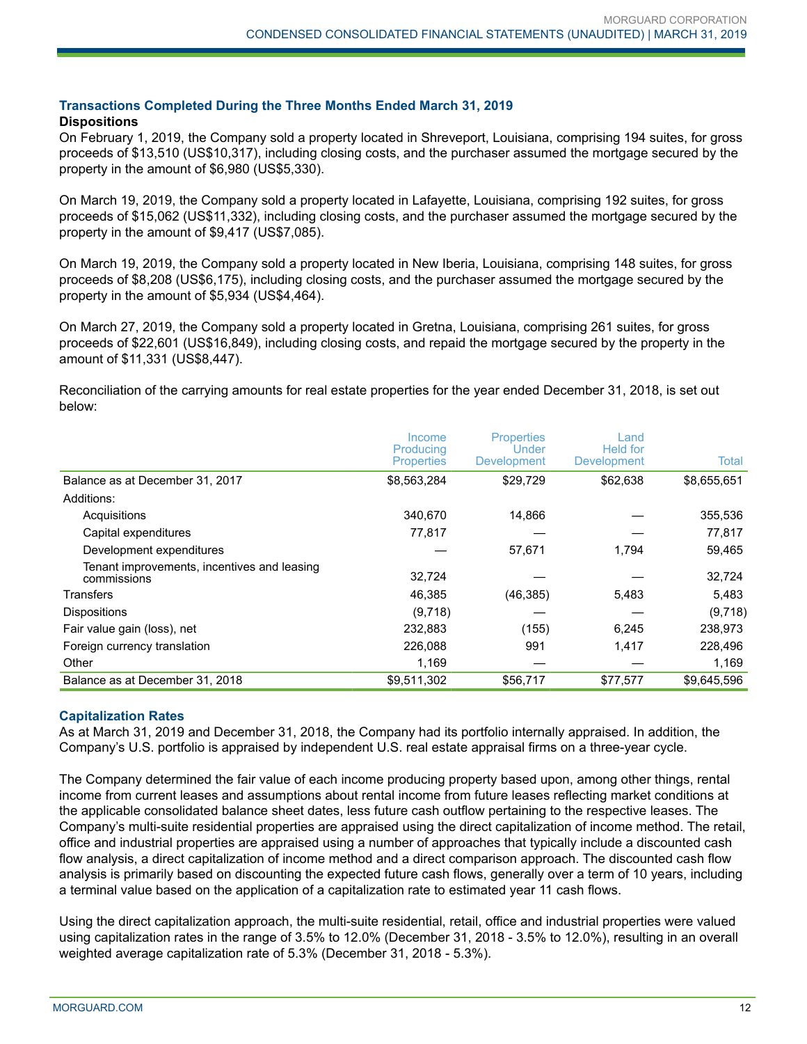### Transactions Completed During the Three Months Ended March 31, 2019

**Dispositions**

On February 1, 2019, the Company sold a property located in Shreveport, Louisiana, comprising 194 suites, for gross proceeds of $13,510 (US$10,317), including closing costs, and the purchaser assumed the mortgage secured by the property in the amount of $6,980 (US$5,330).

On March 19, 2019, the Company sold a property located in Lafayette, Louisiana, comprising 192 suites, for gross proceeds of $15,062 (US$11,332), including closing costs, and the purchaser assumed the mortgage secured by the property in the amount of $9,417 (US$7,085).

On March 19, 2019, the Company sold a property located in New Iberia, Louisiana, comprising 148 suites, for gross proceeds of $8,208 (US$6,175), including closing costs, and the purchaser assumed the mortgage secured by the property in the amount of $5,934 (US$4,464).

On March 27, 2019, the Company sold a property located in Gretna, Louisiana, comprising 261 suites, for gross proceeds of $22,601 (US$16,849), including closing costs, and repaid the mortgage secured by the property in the amount of $11,331 (US$8,447).

Reconciliation of the carrying amounts for real estate properties for the year ended December 31, 2018, is set out below:

| | Income Producing Properties | Properties Under Development | Land Held for Development | Total |
|---|---|---|---|---|
| Balance as at December 31, 2017 | $8,563,284 | $29,729 | $62,638 | $8,655,651 |
| Additions: | | | | |
| Acquisitions | 340,670 | 14,866 | — | 355,536 |
| Capital expenditures | 77,817 | — | — | 77,817 |
| Development expenditures | — | 57,671 | 1,794 | 59,465 |
| Tenant improvements, incentives and leasing commissions | 32,724 | — | — | 32,724 |
| Transfers | 46,385 | (46,385) | 5,483 | 5,483 |
| Dispositions | (9,718) | — | — | (9,718) |
| Fair value gain (loss), net | 232,883 | (155) | 6,245 | 238,973 |
| Foreign currency translation | 226,088 | 991 | 1,417 | 228,496 |
| Other | 1,169 | — | — | 1,169 |
| Balance as at December 31, 2018 | $9,511,302 | $56,717 | $77,577 | $9,645,596 |

### Capitalization Rates

As at March 31, 2019 and December 31, 2018, the Company had its portfolio internally appraised. In addition, the Company's U.S. portfolio is appraised by independent U.S. real estate appraisal firms on a three-year cycle.

The Company determined the fair value of each income producing property based upon, among other things, rental income from current leases and assumptions about rental income from future leases reflecting market conditions at the applicable consolidated balance sheet dates, less future cash outflow pertaining to the respective leases. The Company's multi-suite residential properties are appraised using the direct capitalization of income method. The retail, office and industrial properties are appraised using a number of approaches that typically include a discounted cash flow analysis, a direct capitalization of income method and a direct comparison approach. The discounted cash flow analysis is primarily based on discounting the expected future cash flows, generally over a term of 10 years, including a terminal value based on the application of a capitalization rate to estimated year 11 cash flows.

Using the direct capitalization approach, the multi-suite residential, retail, office and industrial properties were valued using capitalization rates in the range of 3.5% to 12.0% (December 31, 2018 - 3.5% to 12.0%), resulting in an overall weighted average capitalization rate of 5.3% (December 31, 2018 - 5.3%).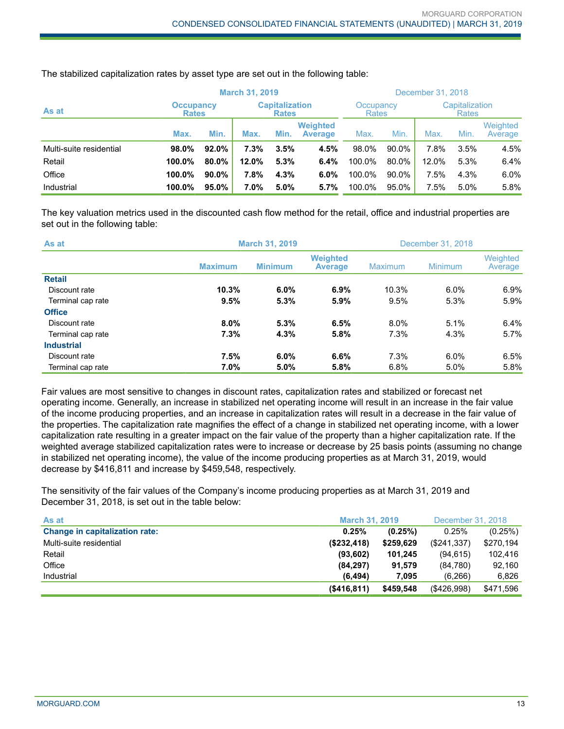The stabilized capitalization rates by asset type are set out in the following table:

| As at | March 31, 2019 | | | | | December 31, 2018 | | | | |
|---|---|---|---|---|---|---|---|---|---|---|
| | Occupancy Rates | | Capitalization Rates | | | Occupancy Rates | | Capitalization Rates | | |
| | Max. | Min. | Max. | Min. | Weighted Average | Max. | Min. | Max. | Min. | Weighted Average |
| Multi-suite residential | **98.0%** | **92.0%** | **7.3%** | **3.5%** | **4.5%** | 98.0% | 90.0% | 7.8% | 3.5% | 4.5% |
| Retail | **100.0%** | **80.0%** | **12.0%** | **5.3%** | **6.4%** | 100.0% | 80.0% | 12.0% | 5.3% | 6.4% |
| Office | **100.0%** | **90.0%** | **7.8%** | **4.3%** | **6.0%** | 100.0% | 90.0% | 7.5% | 4.3% | 6.0% |
| Industrial | **100.0%** | **95.0%** | **7.0%** | **5.0%** | **5.7%** | 100.0% | 95.0% | 7.5% | 5.0% | 5.8% |

The key valuation metrics used in the discounted cash flow method for the retail, office and industrial properties are set out in the following table:

| As at | March 31, 2019 | | | December 31, 2018 | | |
|---|---|---|---|---|---|---|
| | Maximum | Minimum | Weighted Average | Maximum | Minimum | Weighted Average |
| **Retail** | | | | | | |
| Discount rate | **10.3%** | **6.0%** | **6.9%** | 10.3% | 6.0% | 6.9% |
| Terminal cap rate | **9.5%** | **5.3%** | **5.9%** | 9.5% | 5.3% | 5.9% |
| **Office** | | | | | | |
| Discount rate | **8.0%** | **5.3%** | **6.5%** | 8.0% | 5.1% | 6.4% |
| Terminal cap rate | **7.3%** | **4.3%** | **5.8%** | 7.3% | 4.3% | 5.7% |
| **Industrial** | | | | | | |
| Discount rate | **7.5%** | **6.0%** | **6.6%** | 7.3% | 6.0% | 6.5% |
| Terminal cap rate | **7.0%** | **5.0%** | **5.8%** | 6.8% | 5.0% | 5.8% |

Fair values are most sensitive to changes in discount rates, capitalization rates and stabilized or forecast net operating income. Generally, an increase in stabilized net operating income will result in an increase in the fair value of the income producing properties, and an increase in capitalization rates will result in a decrease in the fair value of the properties. The capitalization rate magnifies the effect of a change in stabilized net operating income, with a lower capitalization rate resulting in a greater impact on the fair value of the property than a higher capitalization rate. If the weighted average stabilized capitalization rates were to increase or decrease by 25 basis points (assuming no change in stabilized net operating income), the value of the income producing properties as at March 31, 2019, would decrease by $416,811 and increase by $459,548, respectively.

The sensitivity of the fair values of the Company's income producing properties as at March 31, 2019 and December 31, 2018, is set out in the table below:

| As at | March 31, 2019 | | December 31, 2018 | |
|---|---|---|---|---|
| **Change in capitalization rate:** | **0.25%** | **(0.25%)** | 0.25% | (0.25%) |
| Multi-suite residential | **($232,418)** | **$259,629** | ($241,337) | $270,194 |
| Retail | **(93,602)** | **101,245** | (94,615) | 102,416 |
| Office | **(84,297)** | **91,579** | (84,780) | 92,160 |
| Industrial | **(6,494)** | **7,095** | (6,266) | 6,826 |
| | **($416,811)** | **$459,548** | ($426,998) | $471,596 |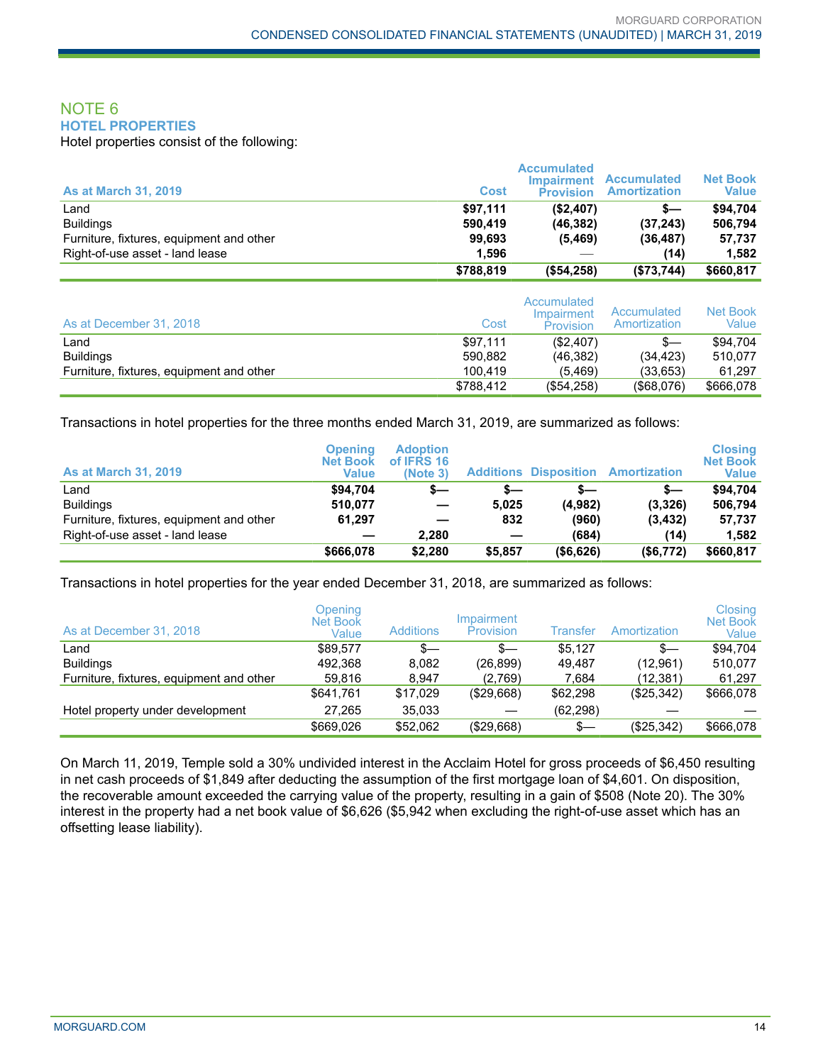## NOTE 6

### HOTEL PROPERTIES

Hotel properties consist of the following:

| As at March 31, 2019 | Cost | Accumulated Impairment Provision | Accumulated Amortization | Net Book Value |
|---|---|---|---|---|
| Land | **$97,111** | **($2,407)** | **$—** | **$94,704** |
| Buildings | **590,419** | **(46,382)** | **(37,243)** | **506,794** |
| Furniture, fixtures, equipment and other | **99,693** | **(5,469)** | **(36,487)** | **57,737** |
| Right-of-use asset - land lease | **1,596** | — | **(14)** | **1,582** |
| | **$788,819** | **($54,258)** | **($73,744)** | **$660,817** |

| As at December 31, 2018 | Cost | Accumulated Impairment Provision | Accumulated Amortization | Net Book Value |
|---|---|---|---|---|
| Land | $97,111 | ($2,407) | $— | $94,704 |
| Buildings | 590,882 | (46,382) | (34,423) | 510,077 |
| Furniture, fixtures, equipment and other | 100,419 | (5,469) | (33,653) | 61,297 |
| | $788,412 | ($54,258) | ($68,076) | $666,078 |

Transactions in hotel properties for the three months ended March 31, 2019, are summarized as follows:

| As at March 31, 2019 | Opening Net Book Value | Adoption of IFRS 16 (Note 3) | Additions | Disposition | Amortization | Closing Net Book Value |
|---|---|---|---|---|---|---|
| Land | **$94,704** | **$—** | **$—** | **$—** | **$—** | **$94,704** |
| Buildings | **510,077** | **—** | **5,025** | **(4,982)** | **(3,326)** | **506,794** |
| Furniture, fixtures, equipment and other | **61,297** | **—** | **832** | **(960)** | **(3,432)** | **57,737** |
| Right-of-use asset - land lease | **—** | **2,280** | **—** | **(684)** | **(14)** | **1,582** |
| | **$666,078** | **$2,280** | **$5,857** | **($6,626)** | **($6,772)** | **$660,817** |

Transactions in hotel properties for the year ended December 31, 2018, are summarized as follows:

| As at December 31, 2018 | Opening Net Book Value | Additions | Impairment Provision | Transfer | Amortization | Closing Net Book Value |
|---|---|---|---|---|---|---|
| Land | $89,577 | $— | $— | $5,127 | $— | $94,704 |
| Buildings | 492,368 | 8,082 | (26,899) | 49,487 | (12,961) | 510,077 |
| Furniture, fixtures, equipment and other | 59,816 | 8,947 | (2,769) | 7,684 | (12,381) | 61,297 |
| | $641,761 | $17,029 | ($29,668) | $62,298 | ($25,342) | $666,078 |
| Hotel property under development | 27,265 | 35,033 | — | (62,298) | — | — |
| | $669,026 | $52,062 | ($29,668) | $— | ($25,342) | $666,078 |

On March 11, 2019, Temple sold a 30% undivided interest in the Acclaim Hotel for gross proceeds of $6,450 resulting in net cash proceeds of $1,849 after deducting the assumption of the first mortgage loan of $4,601. On disposition, the recoverable amount exceeded the carrying value of the property, resulting in a gain of $508 (Note 20). The 30% interest in the property had a net book value of $6,626 ($5,942 when excluding the right-of-use asset which has an offsetting lease liability).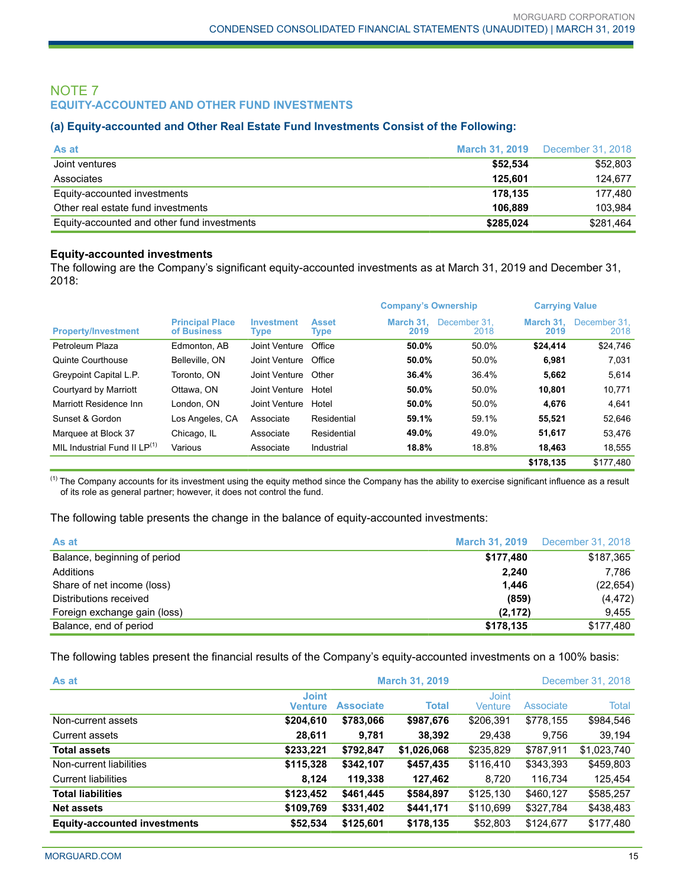## NOTE 7
### EQUITY-ACCOUNTED AND OTHER FUND INVESTMENTS

#### (a) Equity-accounted and Other Real Estate Fund Investments Consist of the Following:

| As at | March 31, 2019 | December 31, 2018 |
|---|---|---|
| Joint ventures | **$52,534** | $52,803 |
| Associates | **125,601** | 124,677 |
| Equity-accounted investments | **178,135** | 177,480 |
| Other real estate fund investments | **106,889** | 103,984 |
| Equity-accounted and other fund investments | **$285,024** | $281,464 |

**Equity-accounted investments**

The following are the Company's significant equity-accounted investments as at March 31, 2019 and December 31, 2018:

| | | | | Company's Ownership | | Carrying Value | |
|---|---|---|---|---|---|---|---|
| Property/Investment | Principal Place of Business | Investment Type | Asset Type | March 31, 2019 | December 31, 2018 | March 31, 2019 | December 31, 2018 |
| Petroleum Plaza | Edmonton, AB | Joint Venture | Office | **50.0%** | 50.0% | **$24,414** | $24,746 |
| Quinte Courthouse | Belleville, ON | Joint Venture | Office | **50.0%** | 50.0% | **6,981** | 7,031 |
| Greypoint Capital L.P. | Toronto, ON | Joint Venture | Other | **36.4%** | 36.4% | **5,662** | 5,614 |
| Courtyard by Marriott | Ottawa, ON | Joint Venture | Hotel | **50.0%** | 50.0% | **10,801** | 10,771 |
| Marriott Residence Inn | London, ON | Joint Venture | Hotel | **50.0%** | 50.0% | **4,676** | 4,641 |
| Sunset & Gordon | Los Angeles, CA | Associate | Residential | **59.1%** | 59.1% | **55,521** | 52,646 |
| Marquee at Block 37 | Chicago, IL | Associate | Residential | **49.0%** | 49.0% | **51,617** | 53,476 |
| MIL Industrial Fund II LP[1] | Various | Associate | Industrial | **18.8%** | 18.8% | **18,463** | 18,555 |
| | | | | | | **$178,135** | $177,480 |

[1] The Company accounts for its investment using the equity method since the Company has the ability to exercise significant influence as a result of its role as general partner; however, it does not control the fund.

The following table presents the change in the balance of equity-accounted investments:

| As at | March 31, 2019 | December 31, 2018 |
|---|---|---|
| Balance, beginning of period | **$177,480** | $187,365 |
| Additions | **2,240** | 7,786 |
| Share of net income (loss) | **1,446** | (22,654) |
| Distributions received | **(859)** | (4,472) |
| Foreign exchange gain (loss) | **(2,172)** | 9,455 |
| Balance, end of period | **$178,135** | $177,480 |

The following tables present the financial results of the Company's equity-accounted investments on a 100% basis:

| As at | March 31, 2019 | | | December 31, 2018 | | |
|---|---|---|---|---|---|---|
| | Joint Venture | Associate | Total | Joint Venture | Associate | Total |
| Non-current assets | **$204,610** | **$783,066** | **$987,676** | $206,391 | $778,155 | $984,546 |
| Current assets | **28,611** | **9,781** | **38,392** | 29,438 | 9,756 | 39,194 |
| **Total assets** | **$233,221** | **$792,847** | **$1,026,068** | $235,829 | $787,911 | $1,023,740 |
| Non-current liabilities | **$115,328** | **$342,107** | **$457,435** | $116,410 | $343,393 | $459,803 |
| Current liabilities | **8,124** | **119,338** | **127,462** | 8,720 | 116,734 | 125,454 |
| **Total liabilities** | **$123,452** | **$461,445** | **$584,897** | $125,130 | $460,127 | $585,257 |
| **Net assets** | **$109,769** | **$331,402** | **$441,171** | $110,699 | $327,784 | $438,483 |
| **Equity-accounted investments** | **$52,534** | **$125,601** | **$178,135** | $52,803 | $124,677 | $177,480 |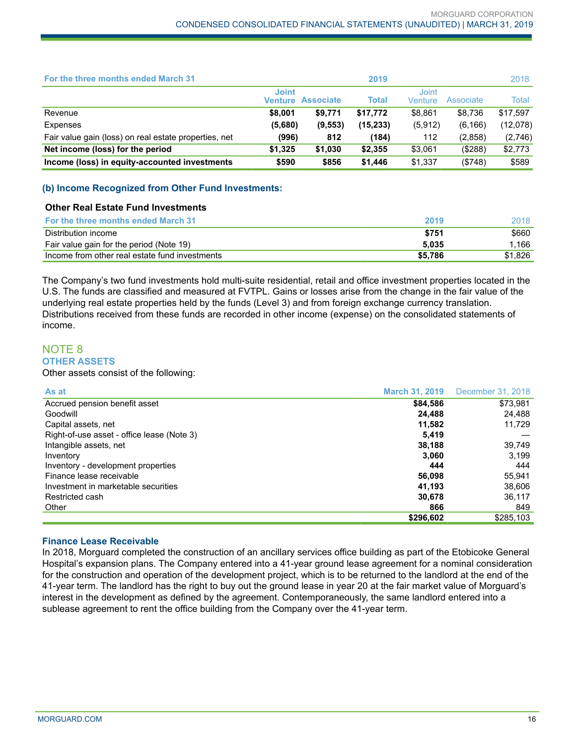| For the three months ended March 31 | 2019 | | | 2018 | | |
|---|---|---|---|---|---|---|
| | **Joint Venture** | **Associate** | **Total** | Joint Venture | Associate | Total |
| Revenue | **$8,001** | **$9,771** | **$17,772** | $8,861 | $8,736 | $17,597 |
| Expenses | **(5,680)** | **(9,553)** | **(15,233)** | (5,912) | (6,166) | (12,078) |
| Fair value gain (loss) on real estate properties, net | **(996)** | **812** | **(184)** | 112 | (2,858) | (2,746) |
| **Net income (loss) for the period** | **$1,325** | **$1,030** | **$2,355** | $3,061 | ($288) | $2,773 |
| **Income (loss) in equity-accounted investments** | **$590** | **$856** | **$1,446** | $1,337 | ($748) | $589 |

### (b) Income Recognized from Other Fund Investments:

**Other Real Estate Fund Investments**

| For the three months ended March 31 | 2019 | 2018 |
|---|---|---|
| Distribution income | **$751** | $660 |
| Fair value gain for the period (Note 19) | **5,035** | 1,166 |
| Income from other real estate fund investments | **$5,786** | $1,826 |

The Company's two fund investments hold multi-suite residential, retail and office investment properties located in the U.S. The funds are classified and measured at FVTPL. Gains or losses arise from the change in the fair value of the underlying real estate properties held by the funds (Level 3) and from foreign exchange currency translation. Distributions received from these funds are recorded in other income (expense) on the consolidated statements of income.

## NOTE 8
## OTHER ASSETS

Other assets consist of the following:

| As at | March 31, 2019 | December 31, 2018 |
|---|---|---|
| Accrued pension benefit asset | **$84,586** | $73,981 |
| Goodwill | **24,488** | 24,488 |
| Capital assets, net | **11,582** | 11,729 |
| Right-of-use asset - office lease (Note 3) | **5,419** | — |
| Intangible assets, net | **38,188** | 39,749 |
| Inventory | **3,060** | 3,199 |
| Inventory - development properties | **444** | 444 |
| Finance lease receivable | **56,098** | 55,941 |
| Investment in marketable securities | **41,193** | 38,606 |
| Restricted cash | **30,678** | 36,117 |
| Other | **866** | 849 |
| | **$296,602** | $285,103 |

### Finance Lease Receivable

In 2018, Morguard completed the construction of an ancillary services office building as part of the Etobicoke General Hospital's expansion plans. The Company entered into a 41-year ground lease agreement for a nominal consideration for the construction and operation of the development project, which is to be returned to the landlord at the end of the 41-year term. The landlord has the right to buy out the ground lease in year 20 at the fair market value of Morguard's interest in the development as defined by the agreement. Contemporaneously, the same landlord entered into a sublease agreement to rent the office building from the Company over the 41-year term.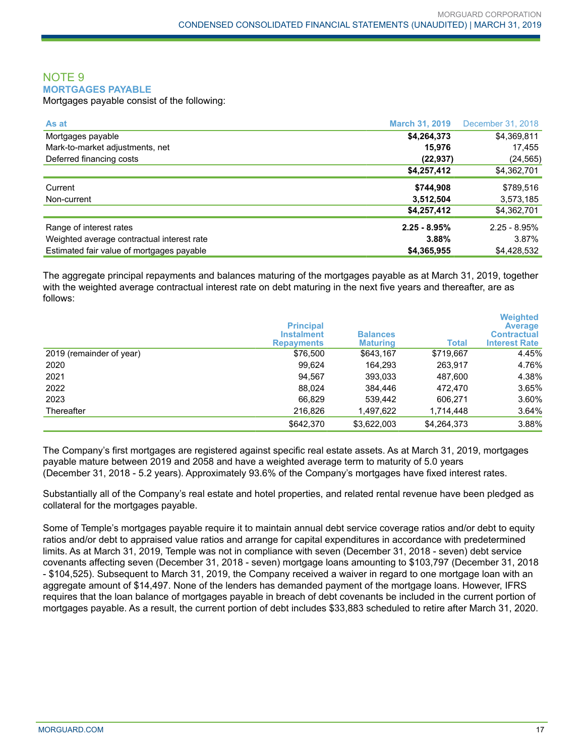## NOTE 9

### MORTGAGES PAYABLE

Mortgages payable consist of the following:

| As at | March 31, 2019 | December 31, 2018 |
|---|---|---|
| Mortgages payable | **$4,264,373** | $4,369,811 |
| Mark-to-market adjustments, net | **15,976** | 17,455 |
| Deferred financing costs | **(22,937)** | (24,565) |
| | **$4,257,412** | $4,362,701 |
| Current | **$744,908** | $789,516 |
| Non-current | **3,512,504** | 3,573,185 |
| | **$4,257,412** | $4,362,701 |
| Range of interest rates | **2.25 - 8.95%** | 2.25 - 8.95% |
| Weighted average contractual interest rate | **3.88%** | 3.87% |
| Estimated fair value of mortgages payable | **$4,365,955** | $4,428,532 |

The aggregate principal repayments and balances maturing of the mortgages payable as at March 31, 2019, together with the weighted average contractual interest rate on debt maturing in the next five years and thereafter, are as follows:

| | Principal Instalment Repayments | Balances Maturing | Total | Weighted Average Contractual Interest Rate |
|---|---|---|---|---|
| 2019 (remainder of year) | $76,500 | $643,167 | $719,667 | 4.45% |
| 2020 | 99,624 | 164,293 | 263,917 | 4.76% |
| 2021 | 94,567 | 393,033 | 487,600 | 4.38% |
| 2022 | 88,024 | 384,446 | 472,470 | 3.65% |
| 2023 | 66,829 | 539,442 | 606,271 | 3.60% |
| Thereafter | 216,826 | 1,497,622 | 1,714,448 | 3.64% |
| | $642,370 | $3,622,003 | $4,264,373 | 3.88% |

The Company's first mortgages are registered against specific real estate assets. As at March 31, 2019, mortgages payable mature between 2019 and 2058 and have a weighted average term to maturity of 5.0 years (December 31, 2018 - 5.2 years). Approximately 93.6% of the Company's mortgages have fixed interest rates.

Substantially all of the Company's real estate and hotel properties, and related rental revenue have been pledged as collateral for the mortgages payable.

Some of Temple's mortgages payable require it to maintain annual debt service coverage ratios and/or debt to equity ratios and/or debt to appraised value ratios and arrange for capital expenditures in accordance with predetermined limits. As at March 31, 2019, Temple was not in compliance with seven (December 31, 2018 - seven) debt service covenants affecting seven (December 31, 2018 - seven) mortgage loans amounting to $103,797 (December 31, 2018 - $104,525). Subsequent to March 31, 2019, the Company received a waiver in regard to one mortgage loan with an aggregate amount of $14,497. None of the lenders has demanded payment of the mortgage loans. However, IFRS requires that the loan balance of mortgages payable in breach of debt covenants be included in the current portion of mortgages payable. As a result, the current portion of debt includes $33,883 scheduled to retire after March 31, 2020.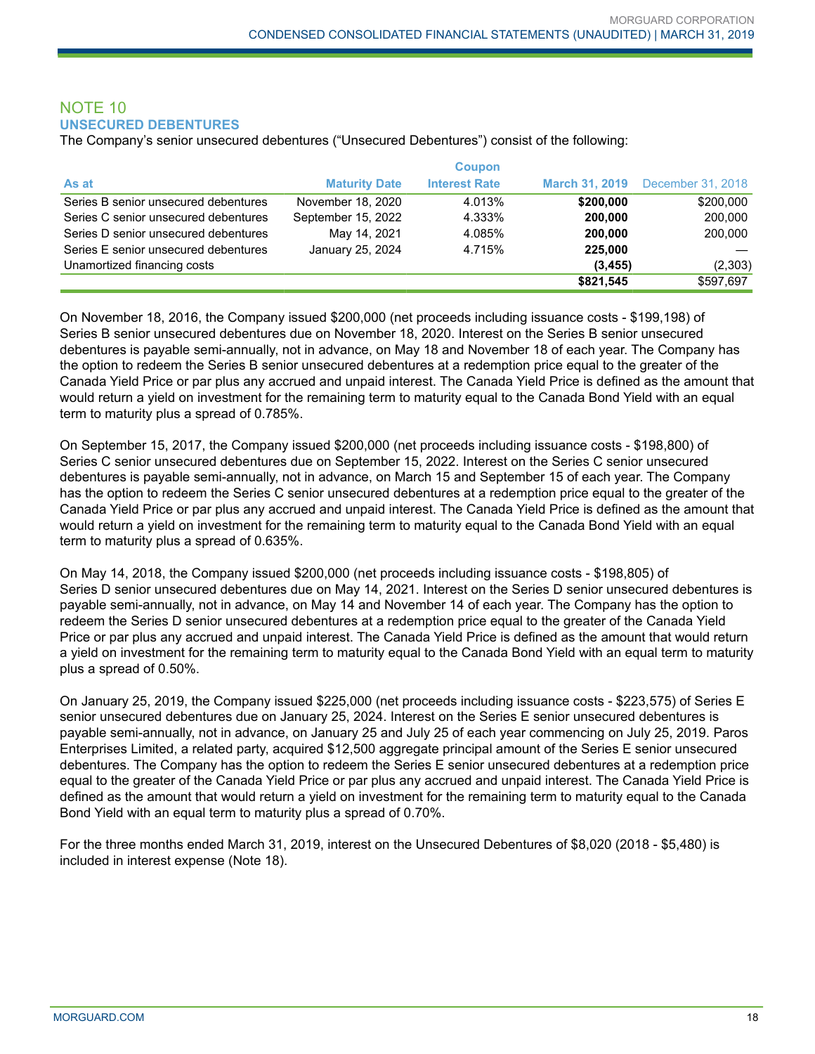## NOTE 10

### UNSECURED DEBENTURES

The Company's senior unsecured debentures ("Unsecured Debentures") consist of the following:

| As at | Maturity Date | Coupon Interest Rate | March 31, 2019 | December 31, 2018 |
|---|---|---|---|---|
| Series B senior unsecured debentures | November 18, 2020 | 4.013% | **$200,000** | $200,000 |
| Series C senior unsecured debentures | September 15, 2022 | 4.333% | **200,000** | 200,000 |
| Series D senior unsecured debentures | May 14, 2021 | 4.085% | **200,000** | 200,000 |
| Series E senior unsecured debentures | January 25, 2024 | 4.715% | **225,000** | — |
| Unamortized financing costs | | | **(3,455)** | (2,303) |
| | | | **$821,545** | $597,697 |

On November 18, 2016, the Company issued $200,000 (net proceeds including issuance costs - $199,198) of Series B senior unsecured debentures due on November 18, 2020. Interest on the Series B senior unsecured debentures is payable semi-annually, not in advance, on May 18 and November 18 of each year. The Company has the option to redeem the Series B senior unsecured debentures at a redemption price equal to the greater of the Canada Yield Price or par plus any accrued and unpaid interest. The Canada Yield Price is defined as the amount that would return a yield on investment for the remaining term to maturity equal to the Canada Bond Yield with an equal term to maturity plus a spread of 0.785%.

On September 15, 2017, the Company issued $200,000 (net proceeds including issuance costs - $198,800) of Series C senior unsecured debentures due on September 15, 2022. Interest on the Series C senior unsecured debentures is payable semi-annually, not in advance, on March 15 and September 15 of each year. The Company has the option to redeem the Series C senior unsecured debentures at a redemption price equal to the greater of the Canada Yield Price or par plus any accrued and unpaid interest. The Canada Yield Price is defined as the amount that would return a yield on investment for the remaining term to maturity equal to the Canada Bond Yield with an equal term to maturity plus a spread of 0.635%.

On May 14, 2018, the Company issued $200,000 (net proceeds including issuance costs - $198,805) of Series D senior unsecured debentures due on May 14, 2021. Interest on the Series D senior unsecured debentures is payable semi-annually, not in advance, on May 14 and November 14 of each year. The Company has the option to redeem the Series D senior unsecured debentures at a redemption price equal to the greater of the Canada Yield Price or par plus any accrued and unpaid interest. The Canada Yield Price is defined as the amount that would return a yield on investment for the remaining term to maturity equal to the Canada Bond Yield with an equal term to maturity plus a spread of 0.50%.

On January 25, 2019, the Company issued $225,000 (net proceeds including issuance costs - $223,575) of Series E senior unsecured debentures due on January 25, 2024. Interest on the Series E senior unsecured debentures is payable semi-annually, not in advance, on January 25 and July 25 of each year commencing on July 25, 2019. Paros Enterprises Limited, a related party, acquired $12,500 aggregate principal amount of the Series E senior unsecured debentures. The Company has the option to redeem the Series E senior unsecured debentures at a redemption price equal to the greater of the Canada Yield Price or par plus any accrued and unpaid interest. The Canada Yield Price is defined as the amount that would return a yield on investment for the remaining term to maturity equal to the Canada Bond Yield with an equal term to maturity plus a spread of 0.70%.

For the three months ended March 31, 2019, interest on the Unsecured Debentures of $8,020 (2018 - $5,480) is included in interest expense (Note 18).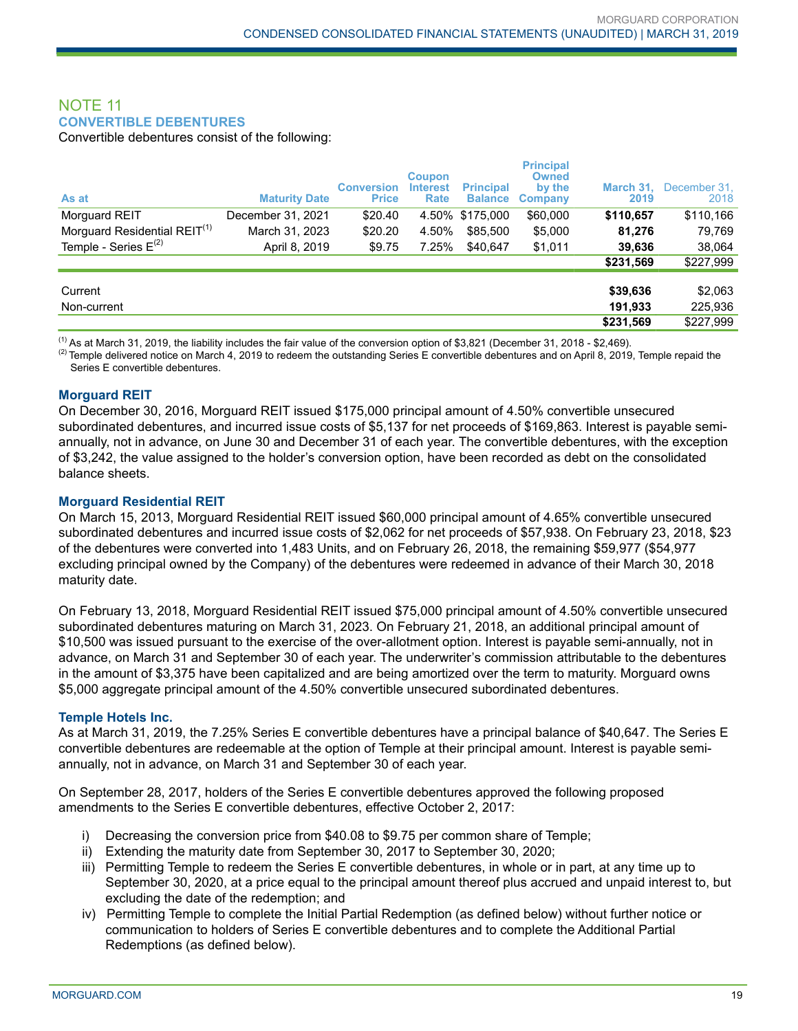## NOTE 11
### CONVERTIBLE DEBENTURES

Convertible debentures consist of the following:

| As at | Maturity Date | Conversion Price | Coupon Interest Rate | Principal Balance | Principal Owned by the Company | March 31, 2019 | December 31, 2018 |
|---|---|---|---|---|---|---|---|
| Morguard REIT | December 31, 2021 | $20.40 | 4.50% | $175,000 | $60,000 | **$110,657** | $110,166 |
| Morguard Residential REIT[1] | March 31, 2023 | $20.20 | 4.50% | $85,500 | $5,000 | **81,276** | 79,769 |
| Temple - Series E[2] | April 8, 2019 | $9.75 | 7.25% | $40,647 | $1,011 | **39,636** | 38,064 |
| | | | | | | **$231,569** | $227,999 |
| Current | | | | | | **$39,636** | $2,063 |
| Non-current | | | | | | **191,933** | 225,936 |
| | | | | | | **$231,569** | $227,999 |

[1] As at March 31, 2019, the liability includes the fair value of the conversion option of $3,821 (December 31, 2018 - $2,469).
[2] Temple delivered notice on March 4, 2019 to redeem the outstanding Series E convertible debentures and on April 8, 2019, Temple repaid the Series E convertible debentures.

#### Morguard REIT

On December 30, 2016, Morguard REIT issued $175,000 principal amount of 4.50% convertible unsecured subordinated debentures, and incurred issue costs of $5,137 for net proceeds of $169,863. Interest is payable semi-annually, not in advance, on June 30 and December 31 of each year. The convertible debentures, with the exception of $3,242, the value assigned to the holder's conversion option, have been recorded as debt on the consolidated balance sheets.

#### Morguard Residential REIT

On March 15, 2013, Morguard Residential REIT issued $60,000 principal amount of 4.65% convertible unsecured subordinated debentures and incurred issue costs of $2,062 for net proceeds of $57,938. On February 23, 2018, $23 of the debentures were converted into 1,483 Units, and on February 26, 2018, the remaining $59,977 ($54,977 excluding principal owned by the Company) of the debentures were redeemed in advance of their March 30, 2018 maturity date.

On February 13, 2018, Morguard Residential REIT issued $75,000 principal amount of 4.50% convertible unsecured subordinated debentures maturing on March 31, 2023. On February 21, 2018, an additional principal amount of $10,500 was issued pursuant to the exercise of the over-allotment option. Interest is payable semi-annually, not in advance, on March 31 and September 30 of each year. The underwriter's commission attributable to the debentures in the amount of $3,375 have been capitalized and are being amortized over the term to maturity. Morguard owns $5,000 aggregate principal amount of the 4.50% convertible unsecured subordinated debentures.

#### Temple Hotels Inc.

As at March 31, 2019, the 7.25% Series E convertible debentures have a principal balance of $40,647. The Series E convertible debentures are redeemable at the option of Temple at their principal amount. Interest is payable semi-annually, not in advance, on March 31 and September 30 of each year.

On September 28, 2017, holders of the Series E convertible debentures approved the following proposed amendments to the Series E convertible debentures, effective October 2, 2017:

i) Decreasing the conversion price from $40.08 to $9.75 per common share of Temple;
ii) Extending the maturity date from September 30, 2017 to September 30, 2020;
iii) Permitting Temple to redeem the Series E convertible debentures, in whole or in part, at any time up to September 30, 2020, at a price equal to the principal amount thereof plus accrued and unpaid interest to, but excluding the date of the redemption; and
iv) Permitting Temple to complete the Initial Partial Redemption (as defined below) without further notice or communication to holders of Series E convertible debentures and to complete the Additional Partial Redemptions (as defined below).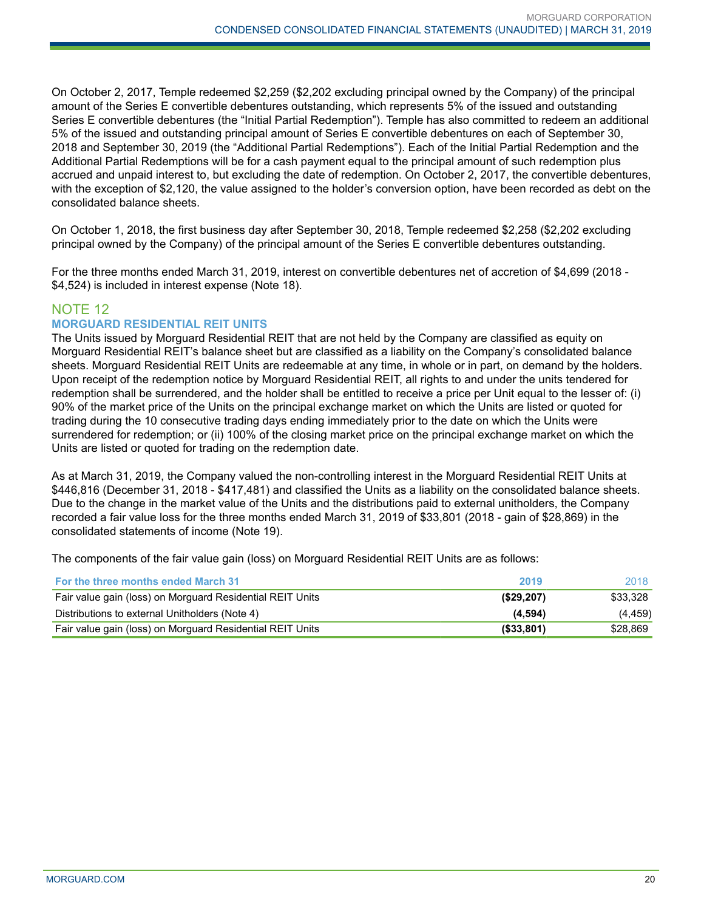On October 2, 2017, Temple redeemed $2,259 ($2,202 excluding principal owned by the Company) of the principal amount of the Series E convertible debentures outstanding, which represents 5% of the issued and outstanding Series E convertible debentures (the “Initial Partial Redemption”). Temple has also committed to redeem an additional 5% of the issued and outstanding principal amount of Series E convertible debentures on each of September 30, 2018 and September 30, 2019 (the “Additional Partial Redemptions”). Each of the Initial Partial Redemption and the Additional Partial Redemptions will be for a cash payment equal to the principal amount of such redemption plus accrued and unpaid interest to, but excluding the date of redemption. On October 2, 2017, the convertible debentures, with the exception of $2,120, the value assigned to the holder’s conversion option, have been recorded as debt on the consolidated balance sheets.

On October 1, 2018, the first business day after September 30, 2018, Temple redeemed $2,258 ($2,202 excluding principal owned by the Company) of the principal amount of the Series E convertible debentures outstanding.

For the three months ended March 31, 2019, interest on convertible debentures net of accretion of $4,699 (2018 - $4,524) is included in interest expense (Note 18).

## NOTE 12

### MORGUARD RESIDENTIAL REIT UNITS

The Units issued by Morguard Residential REIT that are not held by the Company are classified as equity on Morguard Residential REIT’s balance sheet but are classified as a liability on the Company’s consolidated balance sheets. Morguard Residential REIT Units are redeemable at any time, in whole or in part, on demand by the holders. Upon receipt of the redemption notice by Morguard Residential REIT, all rights to and under the units tendered for redemption shall be surrendered, and the holder shall be entitled to receive a price per Unit equal to the lesser of: (i) 90% of the market price of the Units on the principal exchange market on which the Units are listed or quoted for trading during the 10 consecutive trading days ending immediately prior to the date on which the Units were surrendered for redemption; or (ii) 100% of the closing market price on the principal exchange market on which the Units are listed or quoted for trading on the redemption date.

As at March 31, 2019, the Company valued the non-controlling interest in the Morguard Residential REIT Units at $446,816 (December 31, 2018 - $417,481) and classified the Units as a liability on the consolidated balance sheets. Due to the change in the market value of the Units and the distributions paid to external unitholders, the Company recorded a fair value loss for the three months ended March 31, 2019 of $33,801 (2018 - gain of $28,869) in the consolidated statements of income (Note 19).

The components of the fair value gain (loss) on Morguard Residential REIT Units are as follows:

| For the three months ended March 31 | 2019 | 2018 |
|---|---|---|
| Fair value gain (loss) on Morguard Residential REIT Units | **($29,207)** | $33,328 |
| Distributions to external Unitholders (Note 4) | **(4,594)** | (4,459) |
| Fair value gain (loss) on Morguard Residential REIT Units | **($33,801)** | $28,869 |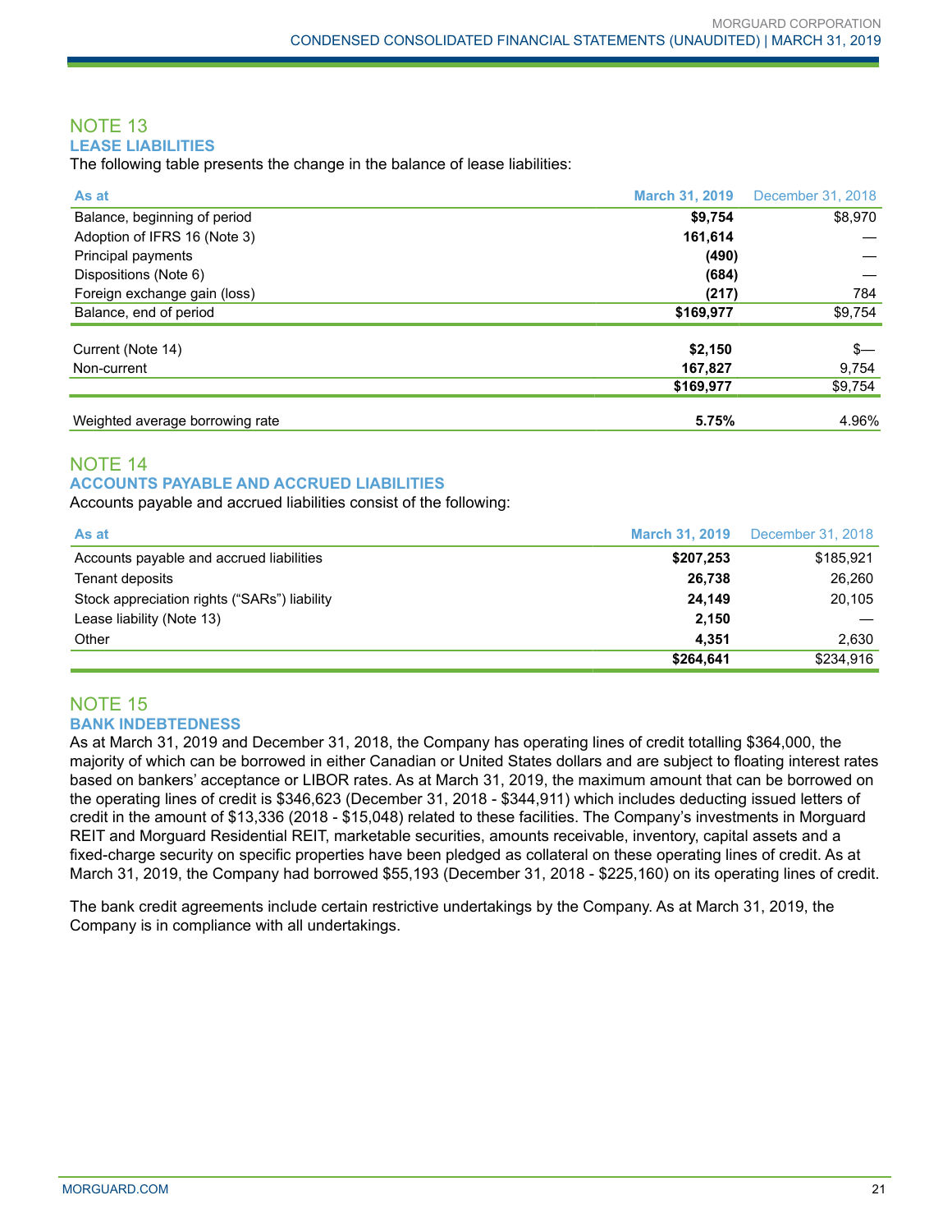## NOTE 13

### LEASE LIABILITIES

The following table presents the change in the balance of lease liabilities:

| As at | March 31, 2019 | December 31, 2018 |
|---|---|---|
| Balance, beginning of period | **$9,754** | $8,970 |
| Adoption of IFRS 16 (Note 3) | **161,614** | — |
| Principal payments | **(490)** | — |
| Dispositions (Note 6) | **(684)** | — |
| Foreign exchange gain (loss) | **(217)** | 784 |
| Balance, end of period | **$169,977** | $9,754 |
| | | |
| Current (Note 14) | **$2,150** | $— |
| Non-current | **167,827** | 9,754 |
| | **$169,977** | $9,754 |
| | | |
| Weighted average borrowing rate | **5.75%** | 4.96% |

## NOTE 14

### ACCOUNTS PAYABLE AND ACCRUED LIABILITIES

Accounts payable and accrued liabilities consist of the following:

| As at | March 31, 2019 | December 31, 2018 |
|---|---|---|
| Accounts payable and accrued liabilities | **$207,253** | $185,921 |
| Tenant deposits | **26,738** | 26,260 |
| Stock appreciation rights ("SARs") liability | **24,149** | 20,105 |
| Lease liability (Note 13) | **2,150** | — |
| Other | **4,351** | 2,630 |
| | **$264,641** | $234,916 |

## NOTE 15

### BANK INDEBTEDNESS

As at March 31, 2019 and December 31, 2018, the Company has operating lines of credit totalling $364,000, the majority of which can be borrowed in either Canadian or United States dollars and are subject to floating interest rates based on bankers' acceptance or LIBOR rates. As at March 31, 2019, the maximum amount that can be borrowed on the operating lines of credit is $346,623 (December 31, 2018 - $344,911) which includes deducting issued letters of credit in the amount of $13,336 (2018 - $15,048) related to these facilities. The Company's investments in Morguard REIT and Morguard Residential REIT, marketable securities, amounts receivable, inventory, capital assets and a fixed-charge security on specific properties have been pledged as collateral on these operating lines of credit. As at March 31, 2019, the Company had borrowed $55,193 (December 31, 2018 - $225,160) on its operating lines of credit.

The bank credit agreements include certain restrictive undertakings by the Company. As at March 31, 2019, the Company is in compliance with all undertakings.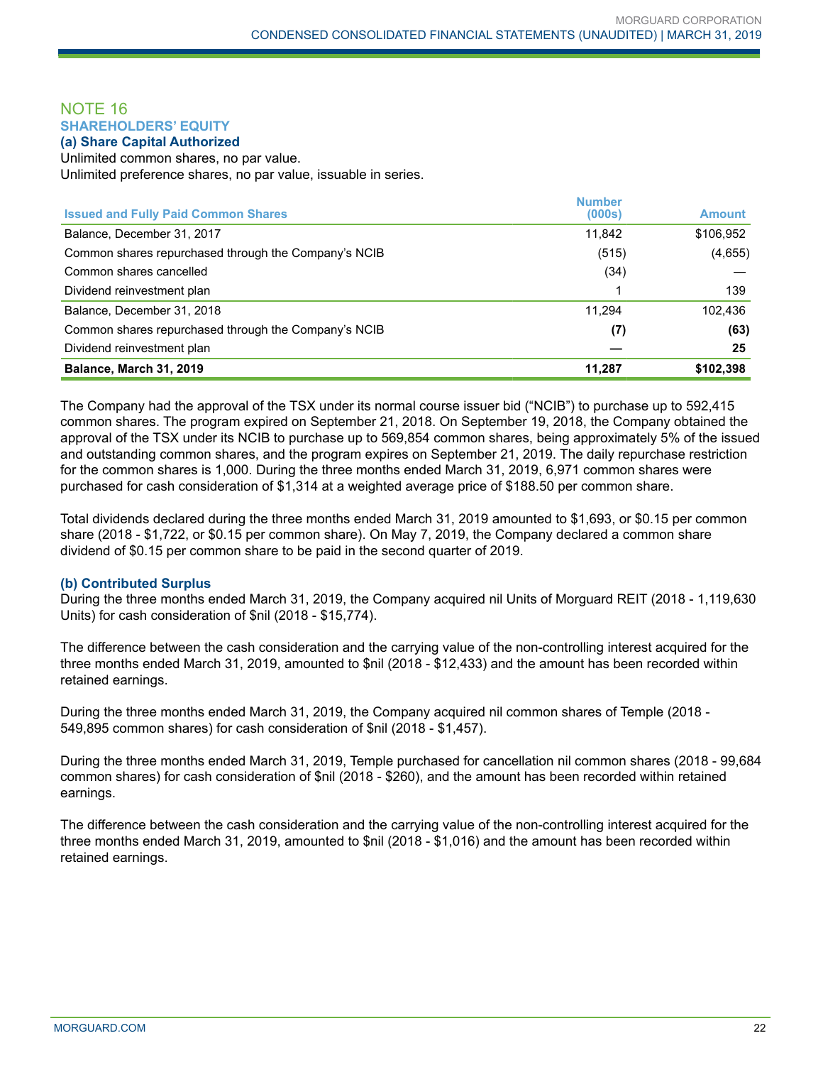## NOTE 16

### SHAREHOLDERS' EQUITY

#### (a) Share Capital Authorized

Unlimited common shares, no par value.
Unlimited preference shares, no par value, issuable in series.

| Issued and Fully Paid Common Shares | Number (000s) | Amount |
|---|---|---|
| Balance, December 31, 2017 | 11,842 | $106,952 |
| Common shares repurchased through the Company's NCIB | (515) | (4,655) |
| Common shares cancelled | (34) | — |
| Dividend reinvestment plan | 1 | 139 |
| Balance, December 31, 2018 | 11,294 | 102,436 |
| Common shares repurchased through the Company's NCIB | **(7)** | **(63)** |
| Dividend reinvestment plan | **—** | **25** |
| **Balance, March 31, 2019** | **11,287** | **$102,398** |

The Company had the approval of the TSX under its normal course issuer bid ("NCIB") to purchase up to 592,415 common shares. The program expired on September 21, 2018. On September 19, 2018, the Company obtained the approval of the TSX under its NCIB to purchase up to 569,854 common shares, being approximately 5% of the issued and outstanding common shares, and the program expires on September 21, 2019. The daily repurchase restriction for the common shares is 1,000. During the three months ended March 31, 2019, 6,971 common shares were purchased for cash consideration of $1,314 at a weighted average price of $188.50 per common share.

Total dividends declared during the three months ended March 31, 2019 amounted to $1,693, or $0.15 per common share (2018 - $1,722, or $0.15 per common share). On May 7, 2019, the Company declared a common share dividend of $0.15 per common share to be paid in the second quarter of 2019.

#### (b) Contributed Surplus

During the three months ended March 31, 2019, the Company acquired nil Units of Morguard REIT (2018 - 1,119,630 Units) for cash consideration of $nil (2018 - $15,774).

The difference between the cash consideration and the carrying value of the non-controlling interest acquired for the three months ended March 31, 2019, amounted to $nil (2018 - $12,433) and the amount has been recorded within retained earnings.

During the three months ended March 31, 2019, the Company acquired nil common shares of Temple (2018 - 549,895 common shares) for cash consideration of $nil (2018 - $1,457).

During the three months ended March 31, 2019, Temple purchased for cancellation nil common shares (2018 - 99,684 common shares) for cash consideration of $nil (2018 - $260), and the amount has been recorded within retained earnings.

The difference between the cash consideration and the carrying value of the non-controlling interest acquired for the three months ended March 31, 2019, amounted to $nil (2018 - $1,016) and the amount has been recorded within retained earnings.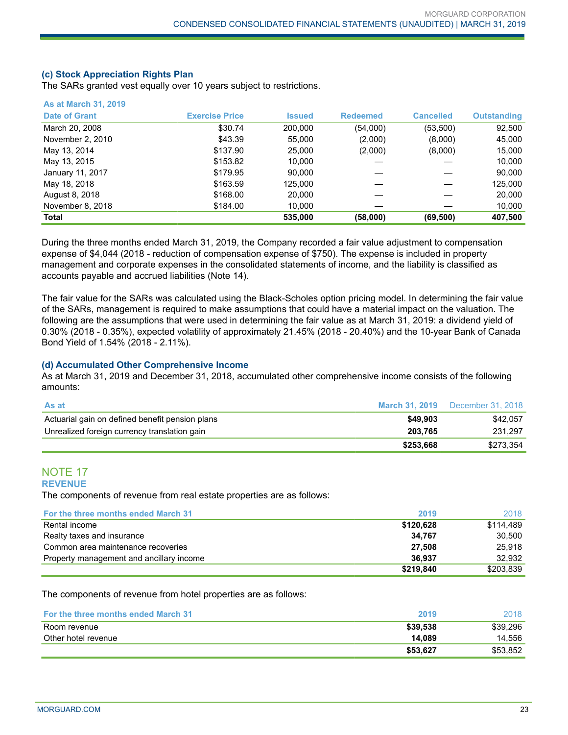### (c) Stock Appreciation Rights Plan

The SARs granted vest equally over 10 years subject to restrictions.

| As at March 31, 2019 | | | | | |
|---|---|---|---|---|---|
| Date of Grant | Exercise Price | Issued | Redeemed | Cancelled | Outstanding |
| March 20, 2008 | $30.74 | 200,000 | (54,000) | (53,500) | 92,500 |
| November 2, 2010 | $43.39 | 55,000 | (2,000) | (8,000) | 45,000 |
| May 13, 2014 | $137.90 | 25,000 | (2,000) | (8,000) | 15,000 |
| May 13, 2015 | $153.82 | 10,000 | — | — | 10,000 |
| January 11, 2017 | $179.95 | 90,000 | — | — | 90,000 |
| May 18, 2018 | $163.59 | 125,000 | — | — | 125,000 |
| August 8, 2018 | $168.00 | 20,000 | — | — | 20,000 |
| November 8, 2018 | $184.00 | 10,000 | — | — | 10,000 |
| **Total** | | **535,000** | **(58,000)** | **(69,500)** | **407,500** |

During the three months ended March 31, 2019, the Company recorded a fair value adjustment to compensation expense of $4,044 (2018 - reduction of compensation expense of $750). The expense is included in property management and corporate expenses in the consolidated statements of income, and the liability is classified as accounts payable and accrued liabilities (Note 14).

The fair value for the SARs was calculated using the Black-Scholes option pricing model. In determining the fair value of the SARs, management is required to make assumptions that could have a material impact on the valuation. The following are the assumptions that were used in determining the fair value as at March 31, 2019: a dividend yield of 0.30% (2018 - 0.35%), expected volatility of approximately 21.45% (2018 - 20.40%) and the 10-year Bank of Canada Bond Yield of 1.54% (2018 - 2.11%).

### (d) Accumulated Other Comprehensive Income

As at March 31, 2019 and December 31, 2018, accumulated other comprehensive income consists of the following amounts:

| As at | March 31, 2019 | December 31, 2018 |
|---|---|---|
| Actuarial gain on defined benefit pension plans | **$49,903** | $42,057 |
| Unrealized foreign currency translation gain | **203,765** | 231,297 |
| | **$253,668** | $273,354 |

## NOTE 17

### REVENUE

The components of revenue from real estate properties are as follows:

| For the three months ended March 31 | 2019 | 2018 |
|---|---|---|
| Rental income | **$120,628** | $114,489 |
| Realty taxes and insurance | **34,767** | 30,500 |
| Common area maintenance recoveries | **27,508** | 25,918 |
| Property management and ancillary income | **36,937** | 32,932 |
| | **$219,840** | $203,839 |

The components of revenue from hotel properties are as follows:

| For the three months ended March 31 | 2019 | 2018 |
|---|---|---|
| Room revenue | **$39,538** | $39,296 |
| Other hotel revenue | **14,089** | 14,556 |
| | **$53,627** | $53,852 |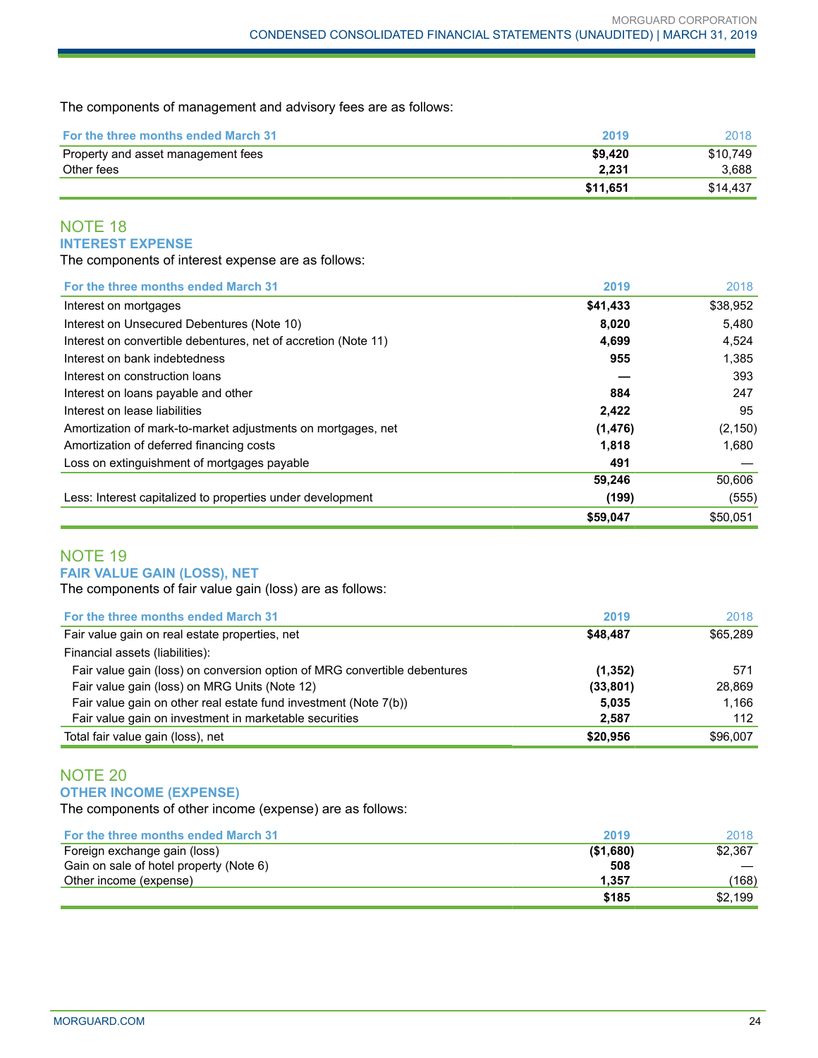The components of management and advisory fees are as follows:

| For the three months ended March 31 | 2019 | 2018 |
|---|---|---|
| Property and asset management fees | **$9,420** | $10,749 |
| Other fees | **2,231** | 3,688 |
| | **$11,651** | $14,437 |

## NOTE 18

### INTEREST EXPENSE

The components of interest expense are as follows:

| For the three months ended March 31 | 2019 | 2018 |
|---|---|---|
| Interest on mortgages | **$41,433** | $38,952 |
| Interest on Unsecured Debentures (Note 10) | **8,020** | 5,480 |
| Interest on convertible debentures, net of accretion (Note 11) | **4,699** | 4,524 |
| Interest on bank indebtedness | **955** | 1,385 |
| Interest on construction loans | **—** | 393 |
| Interest on loans payable and other | **884** | 247 |
| Interest on lease liabilities | **2,422** | 95 |
| Amortization of mark-to-market adjustments on mortgages, net | **(1,476)** | (2,150) |
| Amortization of deferred financing costs | **1,818** | 1,680 |
| Loss on extinguishment of mortgages payable | **491** | — |
| | **59,246** | 50,606 |
| Less: Interest capitalized to properties under development | **(199)** | (555) |
| | **$59,047** | $50,051 |

## NOTE 19

### FAIR VALUE GAIN (LOSS), NET

The components of fair value gain (loss) are as follows:

| For the three months ended March 31 | 2019 | 2018 |
|---|---|---|
| Fair value gain on real estate properties, net | **$48,487** | $65,289 |
| Financial assets (liabilities): | | |
| Fair value gain (loss) on conversion option of MRG convertible debentures | **(1,352)** | 571 |
| Fair value gain (loss) on MRG Units (Note 12) | **(33,801)** | 28,869 |
| Fair value gain on other real estate fund investment (Note 7(b)) | **5,035** | 1,166 |
| Fair value gain on investment in marketable securities | **2,587** | 112 |
| Total fair value gain (loss), net | **$20,956** | $96,007 |

## NOTE 20

### OTHER INCOME (EXPENSE)

The components of other income (expense) are as follows:

| For the three months ended March 31 | 2019 | 2018 |
|---|---|---|
| Foreign exchange gain (loss) | **($1,680)** | $2,367 |
| Gain on sale of hotel property (Note 6) | **508** | — |
| Other income (expense) | **1,357** | (168) |
| | **$185** | $2,199 |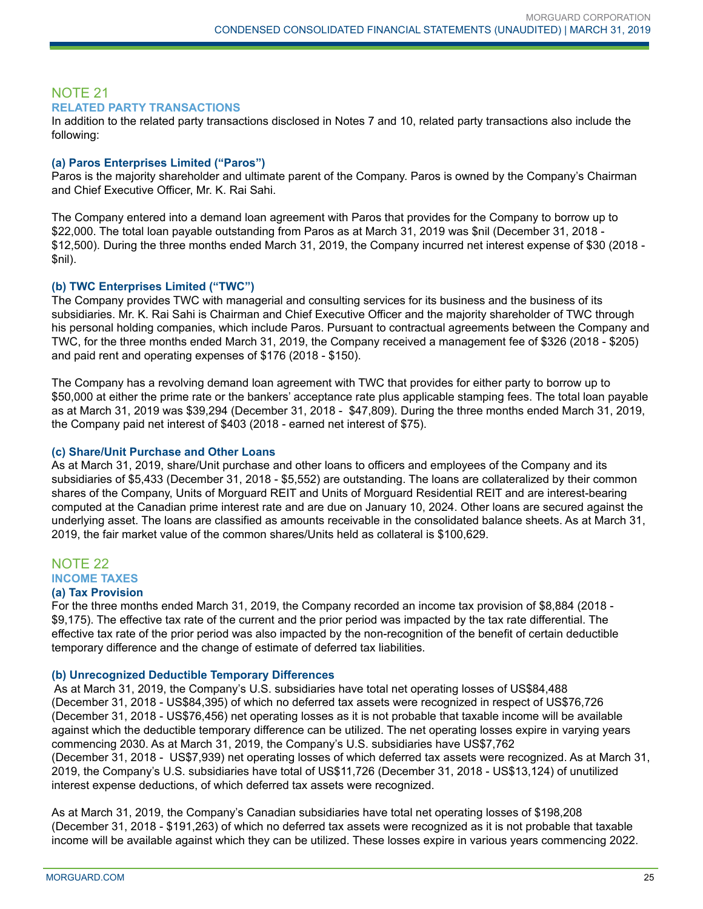## NOTE 21

### RELATED PARTY TRANSACTIONS

In addition to the related party transactions disclosed in Notes 7 and 10, related party transactions also include the following:

#### (a) Paros Enterprises Limited ("Paros")

Paros is the majority shareholder and ultimate parent of the Company. Paros is owned by the Company's Chairman and Chief Executive Officer, Mr. K. Rai Sahi.

The Company entered into a demand loan agreement with Paros that provides for the Company to borrow up to $22,000. The total loan payable outstanding from Paros as at March 31, 2019 was $nil (December 31, 2018 - $12,500). During the three months ended March 31, 2019, the Company incurred net interest expense of $30 (2018 - $nil).

#### (b) TWC Enterprises Limited ("TWC")

The Company provides TWC with managerial and consulting services for its business and the business of its subsidiaries. Mr. K. Rai Sahi is Chairman and Chief Executive Officer and the majority shareholder of TWC through his personal holding companies, which include Paros. Pursuant to contractual agreements between the Company and TWC, for the three months ended March 31, 2019, the Company received a management fee of $326 (2018 - $205) and paid rent and operating expenses of $176 (2018 - $150).

The Company has a revolving demand loan agreement with TWC that provides for either party to borrow up to $50,000 at either the prime rate or the bankers' acceptance rate plus applicable stamping fees. The total loan payable as at March 31, 2019 was $39,294 (December 31, 2018 - $47,809). During the three months ended March 31, 2019, the Company paid net interest of $403 (2018 - earned net interest of $75).

#### (c) Share/Unit Purchase and Other Loans

As at March 31, 2019, share/Unit purchase and other loans to officers and employees of the Company and its subsidiaries of $5,433 (December 31, 2018 - $5,552) are outstanding. The loans are collateralized by their common shares of the Company, Units of Morguard REIT and Units of Morguard Residential REIT and are interest-bearing computed at the Canadian prime interest rate and are due on January 10, 2024. Other loans are secured against the underlying asset. The loans are classified as amounts receivable in the consolidated balance sheets. As at March 31, 2019, the fair market value of the common shares/Units held as collateral is $100,629.

## NOTE 22

### INCOME TAXES

#### (a) Tax Provision

For the three months ended March 31, 2019, the Company recorded an income tax provision of $8,884 (2018 - $9,175). The effective tax rate of the current and the prior period was impacted by the tax rate differential. The effective tax rate of the prior period was also impacted by the non-recognition of the benefit of certain deductible temporary difference and the change of estimate of deferred tax liabilities.

#### (b) Unrecognized Deductible Temporary Differences

As at March 31, 2019, the Company's U.S. subsidiaries have total net operating losses of US$84,488 (December 31, 2018 - US$84,395) of which no deferred tax assets were recognized in respect of US$76,726 (December 31, 2018 - US$76,456) net operating losses as it is not probable that taxable income will be available against which the deductible temporary difference can be utilized. The net operating losses expire in varying years commencing 2030. As at March 31, 2019, the Company's U.S. subsidiaries have US$7,762 (December 31, 2018 - US$7,939) net operating losses of which deferred tax assets were recognized. As at March 31, 2019, the Company's U.S. subsidiaries have total of US$11,726 (December 31, 2018 - US$13,124) of unutilized interest expense deductions, of which deferred tax assets were recognized.

As at March 31, 2019, the Company's Canadian subsidiaries have total net operating losses of $198,208 (December 31, 2018 - $191,263) of which no deferred tax assets were recognized as it is not probable that taxable income will be available against which they can be utilized. These losses expire in various years commencing 2022.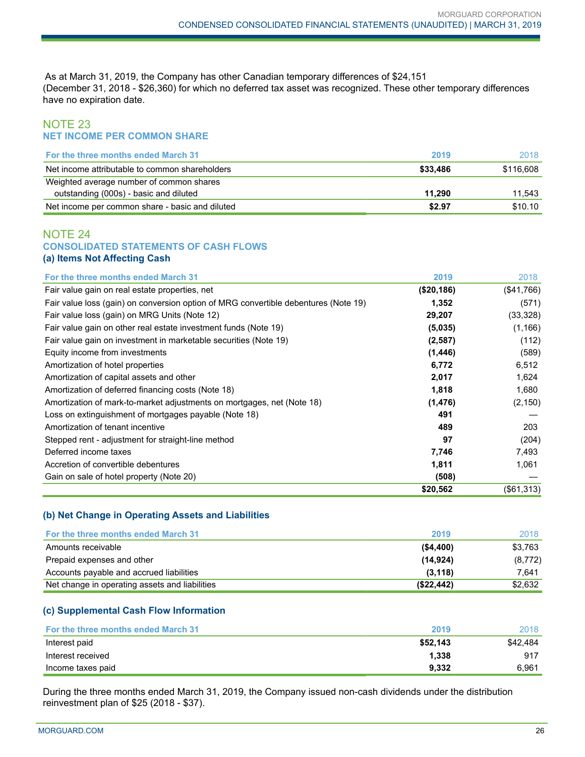As at March 31, 2019, the Company has other Canadian temporary differences of $24,151 (December 31, 2018 - $26,360) for which no deferred tax asset was recognized. These other temporary differences have no expiration date.

## NOTE 23
### NET INCOME PER COMMON SHARE

| For the three months ended March 31 | 2019 | 2018 |
|---|---|---|
| Net income attributable to common shareholders | **$33,486** | $116,608 |
| Weighted average number of common shares outstanding (000s) - basic and diluted | **11,290** | 11,543 |
| Net income per common share - basic and diluted | **$2.97** | $10.10 |

## NOTE 24
### CONSOLIDATED STATEMENTS OF CASH FLOWS
#### (a) Items Not Affecting Cash

| For the three months ended March 31 | 2019 | 2018 |
|---|---|---|
| Fair value gain on real estate properties, net | **($20,186)** | ($41,766) |
| Fair value loss (gain) on conversion option of MRG convertible debentures (Note 19) | **1,352** | (571) |
| Fair value loss (gain) on MRG Units (Note 12) | **29,207** | (33,328) |
| Fair value gain on other real estate investment funds (Note 19) | **(5,035)** | (1,166) |
| Fair value gain on investment in marketable securities (Note 19) | **(2,587)** | (112) |
| Equity income from investments | **(1,446)** | (589) |
| Amortization of hotel properties | **6,772** | 6,512 |
| Amortization of capital assets and other | **2,017** | 1,624 |
| Amortization of deferred financing costs (Note 18) | **1,818** | 1,680 |
| Amortization of mark-to-market adjustments on mortgages, net (Note 18) | **(1,476)** | (2,150) |
| Loss on extinguishment of mortgages payable (Note 18) | **491** | — |
| Amortization of tenant incentive | **489** | 203 |
| Stepped rent - adjustment for straight-line method | **97** | (204) |
| Deferred income taxes | **7,746** | 7,493 |
| Accretion of convertible debentures | **1,811** | 1,061 |
| Gain on sale of hotel property (Note 20) | **(508)** | — |
| | **$20,562** | ($61,313) |

#### (b) Net Change in Operating Assets and Liabilities

| For the three months ended March 31 | 2019 | 2018 |
|---|---|---|
| Amounts receivable | **($4,400)** | $3,763 |
| Prepaid expenses and other | **(14,924)** | (8,772) |
| Accounts payable and accrued liabilities | **(3,118)** | 7,641 |
| Net change in operating assets and liabilities | **($22,442)** | $2,632 |

#### (c) Supplemental Cash Flow Information

| For the three months ended March 31 | 2019 | 2018 |
|---|---|---|
| Interest paid | **$52,143** | $42,484 |
| Interest received | **1,338** | 917 |
| Income taxes paid | **9,332** | 6,961 |

During the three months ended March 31, 2019, the Company issued non-cash dividends under the distribution reinvestment plan of $25 (2018 - $37).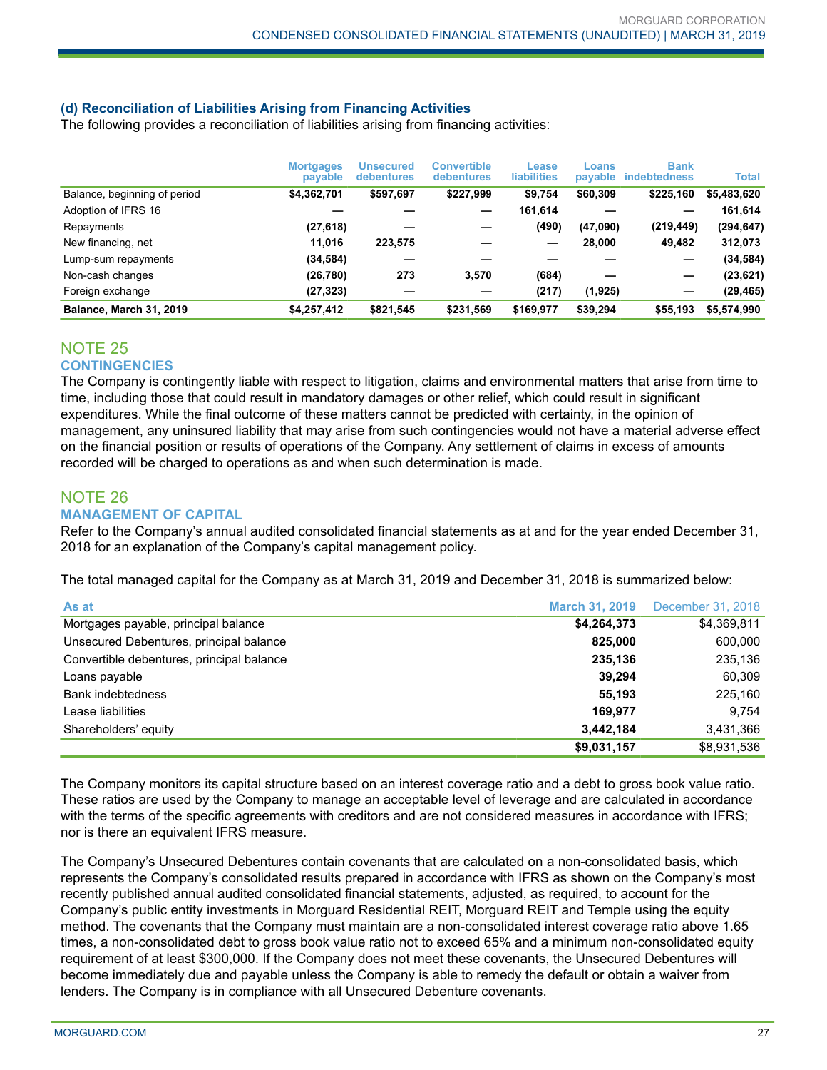### (d) Reconciliation of Liabilities Arising from Financing Activities

The following provides a reconciliation of liabilities arising from financing activities:

| | Mortgages payable | Unsecured debentures | Convertible debentures | Lease liabilities | Loans payable | Bank indebtedness | Total |
|---|---|---|---|---|---|---|---|
| Balance, beginning of period | **$4,362,701** | **$597,697** | **$227,999** | **$9,754** | **$60,309** | **$225,160** | **$5,483,620** |
| Adoption of IFRS 16 | **—** | **—** | **—** | **161,614** | **—** | **—** | **161,614** |
| Repayments | **(27,618)** | **—** | **—** | **(490)** | **(47,090)** | **(219,449)** | **(294,647)** |
| New financing, net | **11,016** | **223,575** | **—** | **—** | **28,000** | **49,482** | **312,073** |
| Lump-sum repayments | **(34,584)** | **—** | **—** | **—** | **—** | **—** | **(34,584)** |
| Non-cash changes | **(26,780)** | **273** | **3,570** | **(684)** | **—** | **—** | **(23,621)** |
| Foreign exchange | **(27,323)** | **—** | **—** | **(217)** | **(1,925)** | **—** | **(29,465)** |
| **Balance, March 31, 2019** | **$4,257,412** | **$821,545** | **$231,569** | **$169,977** | **$39,294** | **$55,193** | **$5,574,990** |

## NOTE 25
### CONTINGENCIES

The Company is contingently liable with respect to litigation, claims and environmental matters that arise from time to time, including those that could result in mandatory damages or other relief, which could result in significant expenditures. While the final outcome of these matters cannot be predicted with certainty, in the opinion of management, any uninsured liability that may arise from such contingencies would not have a material adverse effect on the financial position or results of operations of the Company. Any settlement of claims in excess of amounts recorded will be charged to operations as and when such determination is made.

## NOTE 26
### MANAGEMENT OF CAPITAL

Refer to the Company's annual audited consolidated financial statements as at and for the year ended December 31, 2018 for an explanation of the Company's capital management policy.

The total managed capital for the Company as at March 31, 2019 and December 31, 2018 is summarized below:

| As at | March 31, 2019 | December 31, 2018 |
|---|---|---|
| Mortgages payable, principal balance | **$4,264,373** | $4,369,811 |
| Unsecured Debentures, principal balance | **825,000** | 600,000 |
| Convertible debentures, principal balance | **235,136** | 235,136 |
| Loans payable | **39,294** | 60,309 |
| Bank indebtedness | **55,193** | 225,160 |
| Lease liabilities | **169,977** | 9,754 |
| Shareholders' equity | **3,442,184** | 3,431,366 |
| | **$9,031,157** | $8,931,536 |

The Company monitors its capital structure based on an interest coverage ratio and a debt to gross book value ratio. These ratios are used by the Company to manage an acceptable level of leverage and are calculated in accordance with the terms of the specific agreements with creditors and are not considered measures in accordance with IFRS; nor is there an equivalent IFRS measure.

The Company's Unsecured Debentures contain covenants that are calculated on a non-consolidated basis, which represents the Company's consolidated results prepared in accordance with IFRS as shown on the Company's most recently published annual audited consolidated financial statements, adjusted, as required, to account for the Company's public entity investments in Morguard Residential REIT, Morguard REIT and Temple using the equity method. The covenants that the Company must maintain are a non-consolidated interest coverage ratio above 1.65 times, a non-consolidated debt to gross book value ratio not to exceed 65% and a minimum non-consolidated equity requirement of at least $300,000. If the Company does not meet these covenants, the Unsecured Debentures will become immediately due and payable unless the Company is able to remedy the default or obtain a waiver from lenders. The Company is in compliance with all Unsecured Debenture covenants.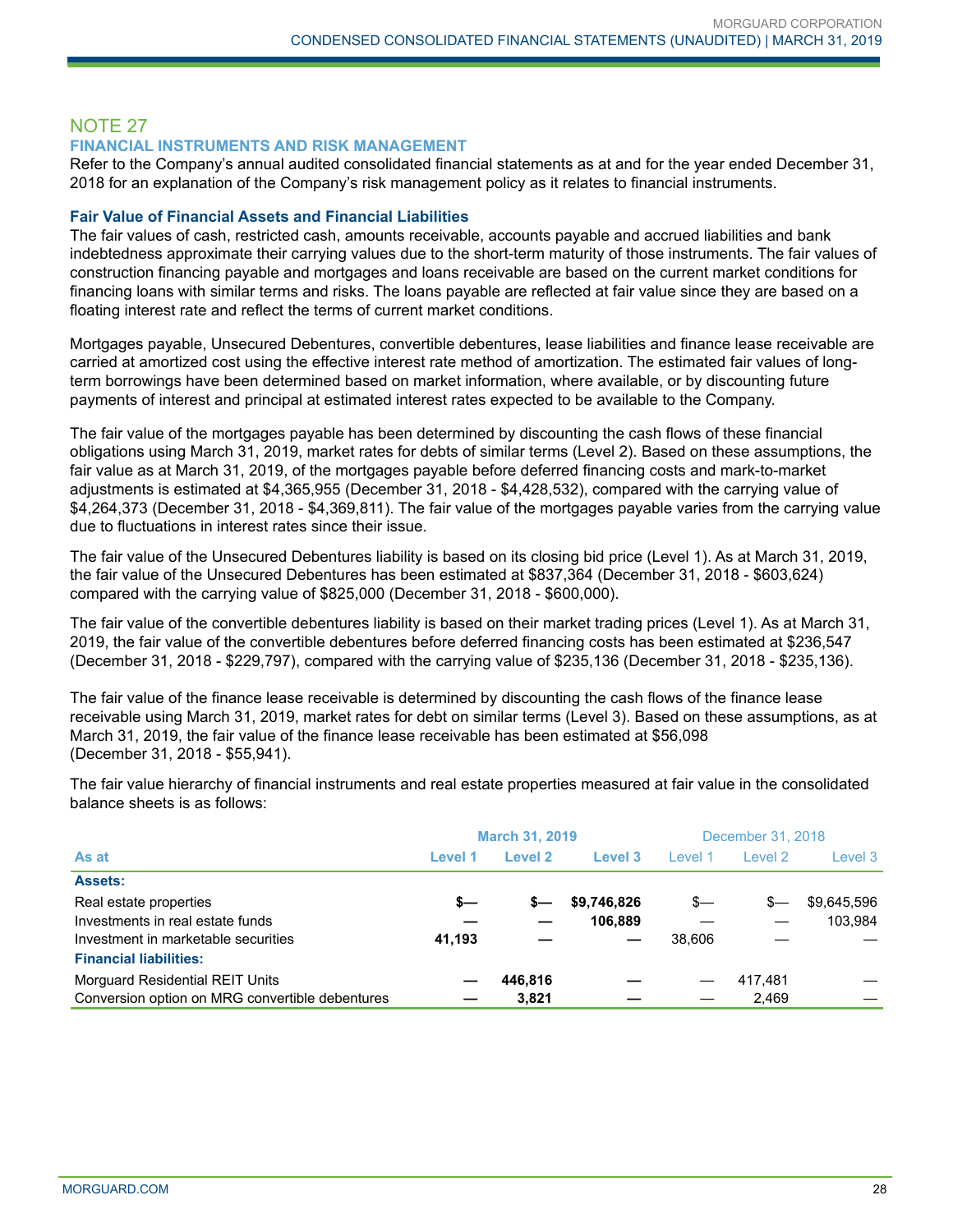## NOTE 27

### FINANCIAL INSTRUMENTS AND RISK MANAGEMENT

Refer to the Company's annual audited consolidated financial statements as at and for the year ended December 31, 2018 for an explanation of the Company's risk management policy as it relates to financial instruments.

#### Fair Value of Financial Assets and Financial Liabilities

The fair values of cash, restricted cash, amounts receivable, accounts payable and accrued liabilities and bank indebtedness approximate their carrying values due to the short-term maturity of those instruments. The fair values of construction financing payable and mortgages and loans receivable are based on the current market conditions for financing loans with similar terms and risks. The loans payable are reflected at fair value since they are based on a floating interest rate and reflect the terms of current market conditions.

Mortgages payable, Unsecured Debentures, convertible debentures, lease liabilities and finance lease receivable are carried at amortized cost using the effective interest rate method of amortization. The estimated fair values of long-term borrowings have been determined based on market information, where available, or by discounting future payments of interest and principal at estimated interest rates expected to be available to the Company.

The fair value of the mortgages payable has been determined by discounting the cash flows of these financial obligations using March 31, 2019, market rates for debts of similar terms (Level 2). Based on these assumptions, the fair value as at March 31, 2019, of the mortgages payable before deferred financing costs and mark-to-market adjustments is estimated at $4,365,955 (December 31, 2018 - $4,428,532), compared with the carrying value of $4,264,373 (December 31, 2018 - $4,369,811). The fair value of the mortgages payable varies from the carrying value due to fluctuations in interest rates since their issue.

The fair value of the Unsecured Debentures liability is based on its closing bid price (Level 1). As at March 31, 2019, the fair value of the Unsecured Debentures has been estimated at $837,364 (December 31, 2018 - $603,624) compared with the carrying value of $825,000 (December 31, 2018 - $600,000).

The fair value of the convertible debentures liability is based on their market trading prices (Level 1). As at March 31, 2019, the fair value of the convertible debentures before deferred financing costs has been estimated at $236,547 (December 31, 2018 - $229,797), compared with the carrying value of $235,136 (December 31, 2018 - $235,136).

The fair value of the finance lease receivable is determined by discounting the cash flows of the finance lease receivable using March 31, 2019, market rates for debt on similar terms (Level 3). Based on these assumptions, as at March 31, 2019, the fair value of the finance lease receivable has been estimated at $56,098 (December 31, 2018 - $55,941).

The fair value hierarchy of financial instruments and real estate properties measured at fair value in the consolidated balance sheets is as follows:

| | March 31, 2019 | | | December 31, 2018 | | |
|---|---|---|---|---|---|---|
| **As at** | **Level 1** | **Level 2** | **Level 3** | Level 1 | Level 2 | Level 3 |
| **Assets:** | | | | | | |
| Real estate properties | **$—** | **$—** | **$9,746,826** | $— | $— | $9,645,596 |
| Investments in real estate funds | **—** | **—** | **106,889** | — | — | 103,984 |
| Investment in marketable securities | **41,193** | **—** | **—** | 38,606 | — | — |
| **Financial liabilities:** | | | | | | |
| Morguard Residential REIT Units | **—** | **446,816** | **—** | — | 417,481 | — |
| Conversion option on MRG convertible debentures | **—** | **3,821** | **—** | — | 2,469 | — |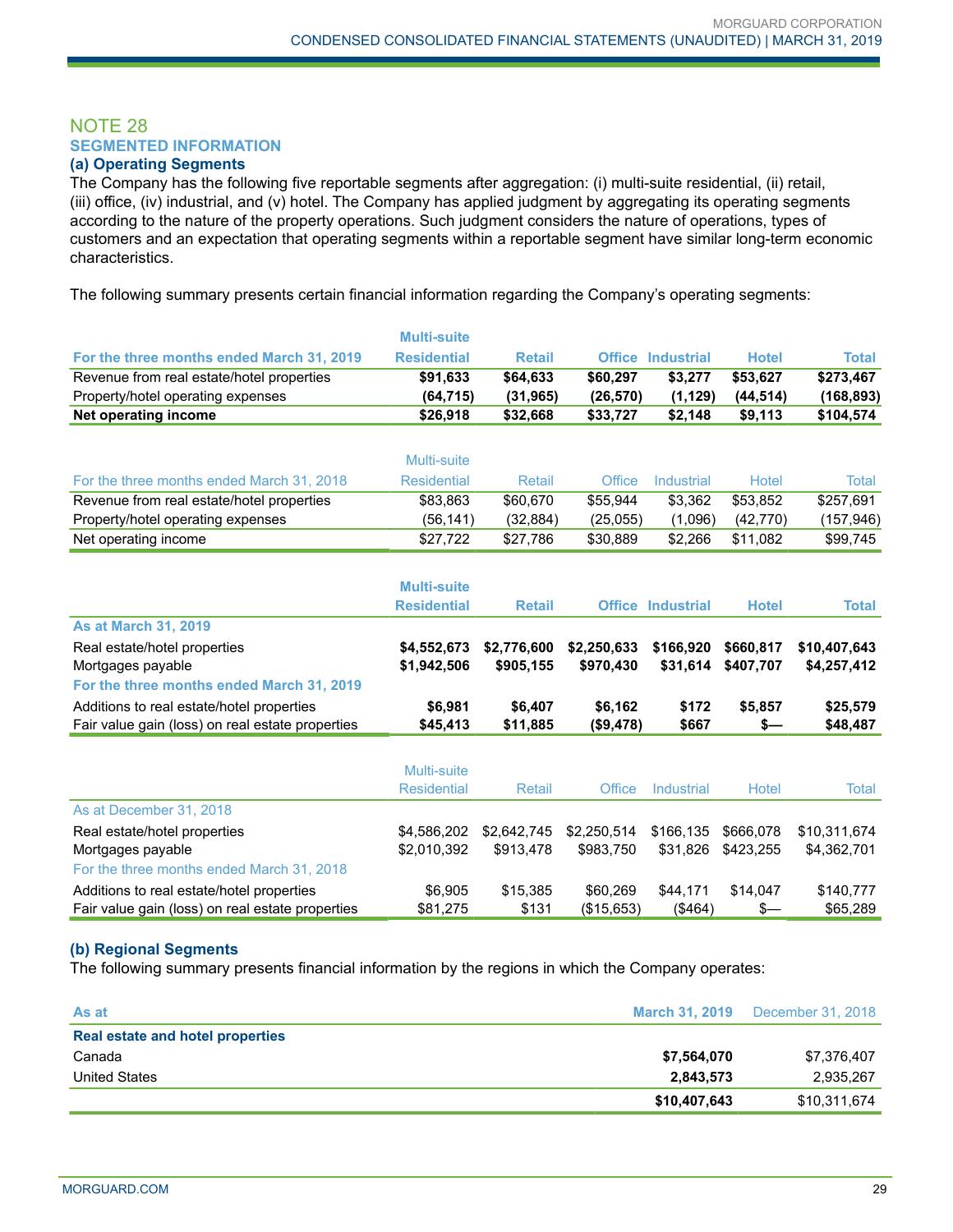## NOTE 28

### SEGMENTED INFORMATION

### (a) Operating Segments

The Company has the following five reportable segments after aggregation: (i) multi-suite residential, (ii) retail, (iii) office, (iv) industrial, and (v) hotel. The Company has applied judgment by aggregating its operating segments according to the nature of the property operations. Such judgment considers the nature of operations, types of customers and an expectation that operating segments within a reportable segment have similar long-term economic characteristics.

The following summary presents certain financial information regarding the Company's operating segments:

| For the three months ended March 31, 2019 | Multi-suite Residential | Retail | Office | Industrial | Hotel | Total |
|---|---|---|---|---|---|---|
| Revenue from real estate/hotel properties | **$91,633** | **$64,633** | **$60,297** | **$3,277** | **$53,627** | **$273,467** |
| Property/hotel operating expenses | **(64,715)** | **(31,965)** | **(26,570)** | **(1,129)** | **(44,514)** | **(168,893)** |
| **Net operating income** | **$26,918** | **$32,668** | **$33,727** | **$2,148** | **$9,113** | **$104,574** |

| For the three months ended March 31, 2018 | Multi-suite Residential | Retail | Office | Industrial | Hotel | Total |
|---|---|---|---|---|---|---|
| Revenue from real estate/hotel properties | $83,863 | $60,670 | $55,944 | $3,362 | $53,852 | $257,691 |
| Property/hotel operating expenses | (56,141) | (32,884) | (25,055) | (1,096) | (42,770) | (157,946) |
| Net operating income | $27,722 | $27,786 | $30,889 | $2,266 | $11,082 | $99,745 |

| | Multi-suite Residential | Retail | Office | Industrial | Hotel | Total |
|---|---|---|---|---|---|---|
| **As at March 31, 2019** | | | | | | |
| Real estate/hotel properties | **$4,552,673** | **$2,776,600** | **$2,250,633** | **$166,920** | **$660,817** | **$10,407,643** |
| Mortgages payable | **$1,942,506** | **$905,155** | **$970,430** | **$31,614** | **$407,707** | **$4,257,412** |
| **For the three months ended March 31, 2019** | | | | | | |
| Additions to real estate/hotel properties | **$6,981** | **$6,407** | **$6,162** | **$172** | **$5,857** | **$25,579** |
| Fair value gain (loss) on real estate properties | **$45,413** | **$11,885** | **($9,478)** | **$667** | **$—** | **$48,487** |

| | Multi-suite Residential | Retail | Office | Industrial | Hotel | Total |
|---|---|---|---|---|---|---|
| As at December 31, 2018 | | | | | | |
| Real estate/hotel properties | $4,586,202 | $2,642,745 | $2,250,514 | $166,135 | $666,078 | $10,311,674 |
| Mortgages payable | $2,010,392 | $913,478 | $983,750 | $31,826 | $423,255 | $4,362,701 |
| For the three months ended March 31, 2018 | | | | | | |
| Additions to real estate/hotel properties | $6,905 | $15,385 | $60,269 | $44,171 | $14,047 | $140,777 |
| Fair value gain (loss) on real estate properties | $81,275 | $131 | ($15,653) | ($464) | $— | $65,289 |

### (b) Regional Segments

The following summary presents financial information by the regions in which the Company operates:

| As at | March 31, 2019 | December 31, 2018 |
|---|---|---|
| **Real estate and hotel properties** | | |
| Canada | **$7,564,070** | $7,376,407 |
| United States | **2,843,573** | 2,935,267 |
| | **$10,407,643** | $10,311,674 |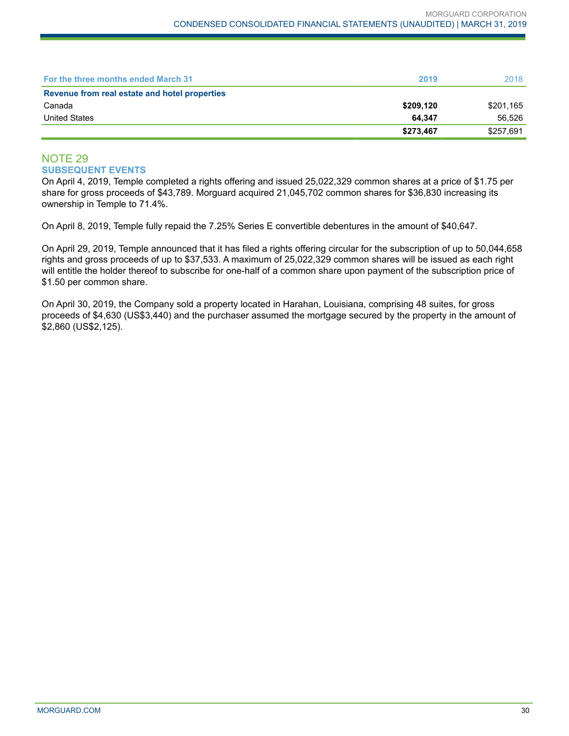| For the three months ended March 31 | 2019 | 2018 |
|---|---|---|
| **Revenue from real estate and hotel properties** | | |
| Canada | **$209,120** | $201,165 |
| United States | **64,347** | 56,526 |
| | **$273,467** | $257,691 |

## NOTE 29

### SUBSEQUENT EVENTS

On April 4, 2019, Temple completed a rights offering and issued 25,022,329 common shares at a price of $1.75 per share for gross proceeds of $43,789. Morguard acquired 21,045,702 common shares for $36,830 increasing its ownership in Temple to 71.4%.

On April 8, 2019, Temple fully repaid the 7.25% Series E convertible debentures in the amount of $40,647.

On April 29, 2019, Temple announced that it has filed a rights offering circular for the subscription of up to 50,044,658 rights and gross proceeds of up to $37,533. A maximum of 25,022,329 common shares will be issued as each right will entitle the holder thereof to subscribe for one-half of a common share upon payment of the subscription price of $1.50 per common share.

On April 30, 2019, the Company sold a property located in Harahan, Louisiana, comprising 48 suites, for gross proceeds of $4,630 (US$3,440) and the purchaser assumed the mortgage secured by the property in the amount of $2,860 (US$2,125).